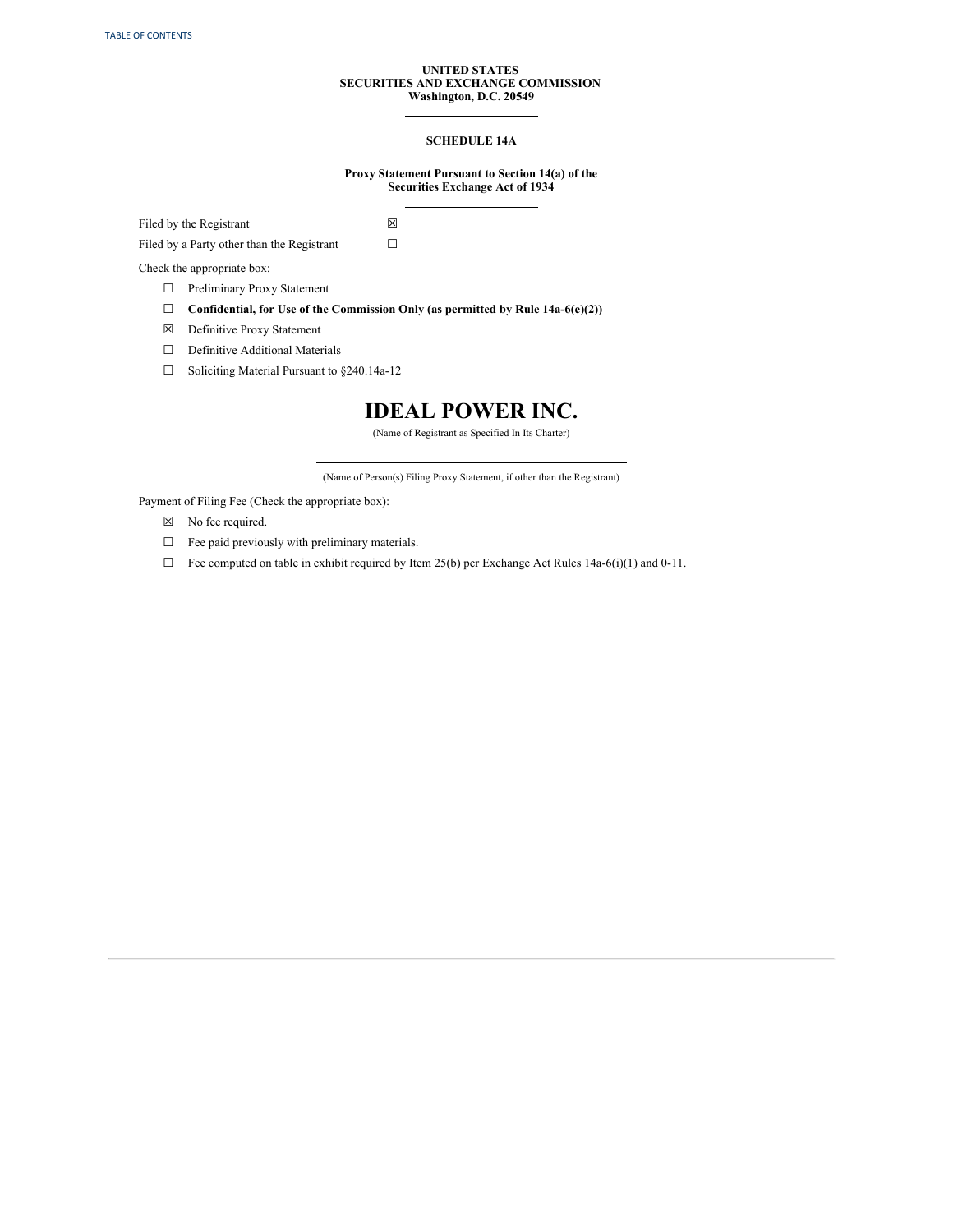**UNITED STATES**
**SECURITIES AND EXCHANGE COMMISSION**
**Washington, D.C. 20549**

---

**SCHEDULE 14A**

**Proxy Statement Pursuant to Section 14(a) of the Securities Exchange Act of 1934**

---

Filed by the Registrant ☒

Filed by a Party other than the Registrant ☐

Check the appropriate box:

☐ Preliminary Proxy Statement

☐ **Confidential, for Use of the Commission Only (as permitted by Rule 14a-6(e)(2))**

☒ Definitive Proxy Statement

☐ Definitive Additional Materials

☐ Soliciting Material Pursuant to §240.14a-12

# IDEAL POWER INC.

(Name of Registrant as Specified In Its Charter)

---

(Name of Person(s) Filing Proxy Statement, if other than the Registrant)

Payment of Filing Fee (Check the appropriate box):

☒ No fee required.

☐ Fee paid previously with preliminary materials.

☐ Fee computed on table in exhibit required by Item 25(b) per Exchange Act Rules 14a-6(i)(1) and 0-11.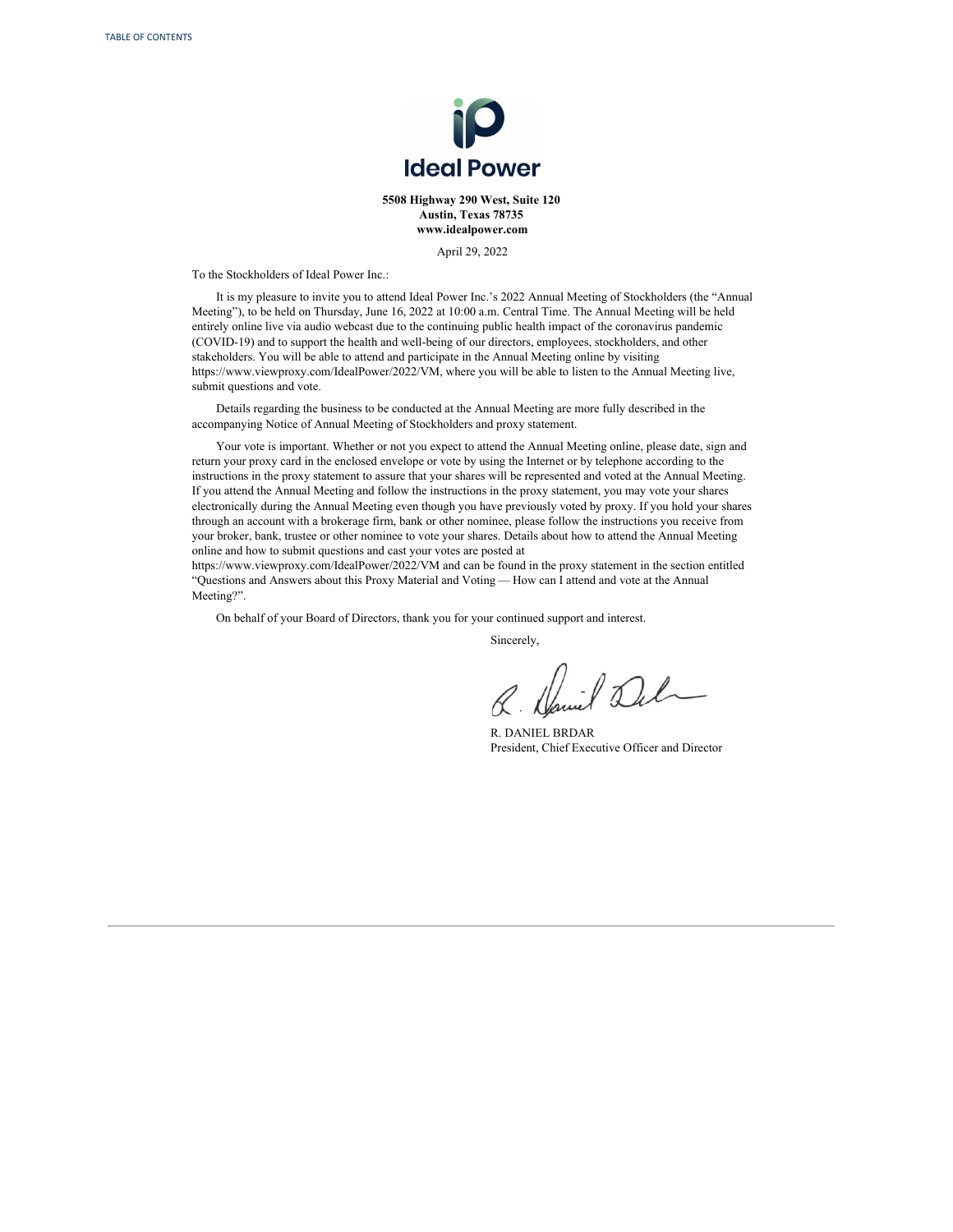**5508 Highway 290 West, Suite 120**
**Austin, Texas 78735**
**www.idealpower.com**

April 29, 2022

To the Stockholders of Ideal Power Inc.:

It is my pleasure to invite you to attend Ideal Power Inc.'s 2022 Annual Meeting of Stockholders (the "Annual Meeting"), to be held on Thursday, June 16, 2022 at 10:00 a.m. Central Time. The Annual Meeting will be held entirely online live via audio webcast due to the continuing public health impact of the coronavirus pandemic (COVID-19) and to support the health and well-being of our directors, employees, stockholders, and other stakeholders. You will be able to attend and participate in the Annual Meeting online by visiting https://www.viewproxy.com/IdealPower/2022/VM, where you will be able to listen to the Annual Meeting live, submit questions and vote.

Details regarding the business to be conducted at the Annual Meeting are more fully described in the accompanying Notice of Annual Meeting of Stockholders and proxy statement.

Your vote is important. Whether or not you expect to attend the Annual Meeting online, please date, sign and return your proxy card in the enclosed envelope or vote by using the Internet or by telephone according to the instructions in the proxy statement to assure that your shares will be represented and voted at the Annual Meeting. If you attend the Annual Meeting and follow the instructions in the proxy statement, you may vote your shares electronically during the Annual Meeting even though you have previously voted by proxy. If you hold your shares through an account with a brokerage firm, bank or other nominee, please follow the instructions you receive from your broker, bank, trustee or other nominee to vote your shares. Details about how to attend the Annual Meeting online and how to submit questions and cast your votes are posted at https://www.viewproxy.com/IdealPower/2022/VM and can be found in the proxy statement in the section entitled "Questions and Answers about this Proxy Material and Voting — How can I attend and vote at the Annual Meeting?".

On behalf of your Board of Directors, thank you for your continued support and interest.

Sincerely,

R. DANIEL BRDAR
President, Chief Executive Officer and Director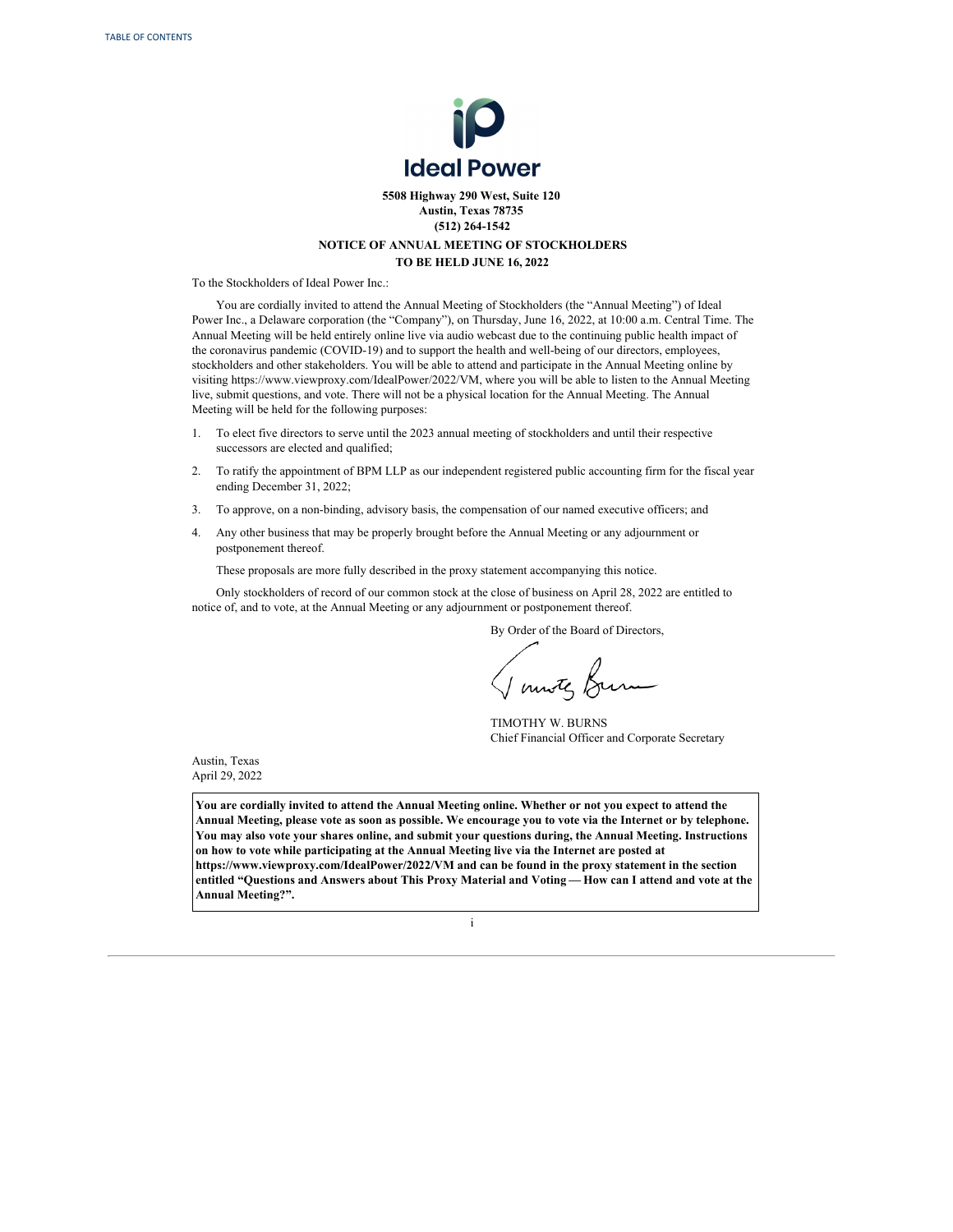**Ideal Power**

**5508 Highway 290 West, Suite 120**
**Austin, Texas 78735**
**(512) 264-1542**

## NOTICE OF ANNUAL MEETING OF STOCKHOLDERS
## TO BE HELD JUNE 16, 2022

To the Stockholders of Ideal Power Inc.:

You are cordially invited to attend the Annual Meeting of Stockholders (the "Annual Meeting") of Ideal Power Inc., a Delaware corporation (the "Company"), on Thursday, June 16, 2022, at 10:00 a.m. Central Time. The Annual Meeting will be held entirely online live via audio webcast due to the continuing public health impact of the coronavirus pandemic (COVID-19) and to support the health and well-being of our directors, employees, stockholders and other stakeholders. You will be able to attend and participate in the Annual Meeting online by visiting https://www.viewproxy.com/IdealPower/2022/VM, where you will be able to listen to the Annual Meeting live, submit questions, and vote. There will not be a physical location for the Annual Meeting. The Annual Meeting will be held for the following purposes:

1. To elect five directors to serve until the 2023 annual meeting of stockholders and until their respective successors are elected and qualified;
2. To ratify the appointment of BPM LLP as our independent registered public accounting firm for the fiscal year ending December 31, 2022;
3. To approve, on a non-binding, advisory basis, the compensation of our named executive officers; and
4. Any other business that may be properly brought before the Annual Meeting or any adjournment or postponement thereof.

These proposals are more fully described in the proxy statement accompanying this notice.

Only stockholders of record of our common stock at the close of business on April 28, 2022 are entitled to notice of, and to vote, at the Annual Meeting or any adjournment or postponement thereof.

By Order of the Board of Directors,

TIMOTHY W. BURNS
Chief Financial Officer and Corporate Secretary

Austin, Texas
April 29, 2022

**You are cordially invited to attend the Annual Meeting online. Whether or not you expect to attend the Annual Meeting, please vote as soon as possible. We encourage you to vote via the Internet or by telephone. You may also vote your shares online, and submit your questions during, the Annual Meeting. Instructions on how to vote while participating at the Annual Meeting live via the Internet are posted at https://www.viewproxy.com/IdealPower/2022/VM and can be found in the proxy statement in the section entitled "Questions and Answers about This Proxy Material and Voting — How can I attend and vote at the Annual Meeting?".**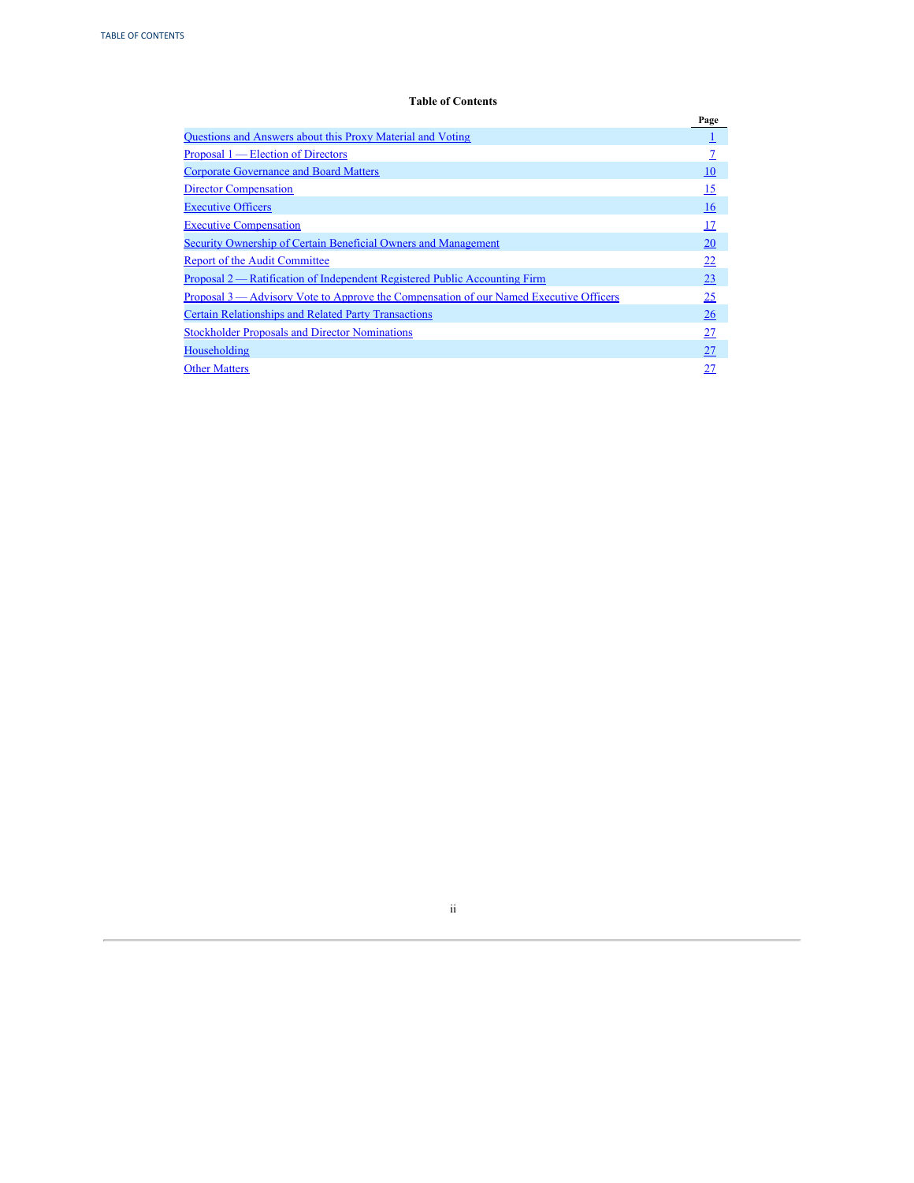**Table of Contents**

| | Page |
|---|---|
| Questions and Answers about this Proxy Material and Voting | 1 |
| Proposal 1 — Election of Directors | 7 |
| Corporate Governance and Board Matters | 10 |
| Director Compensation | 15 |
| Executive Officers | 16 |
| Executive Compensation | 17 |
| Security Ownership of Certain Beneficial Owners and Management | 20 |
| Report of the Audit Committee | 22 |
| Proposal 2 — Ratification of Independent Registered Public Accounting Firm | 23 |
| Proposal 3 — Advisory Vote to Approve the Compensation of our Named Executive Officers | 25 |
| Certain Relationships and Related Party Transactions | 26 |
| Stockholder Proposals and Director Nominations | 27 |
| Householding | 27 |
| Other Matters | 27 |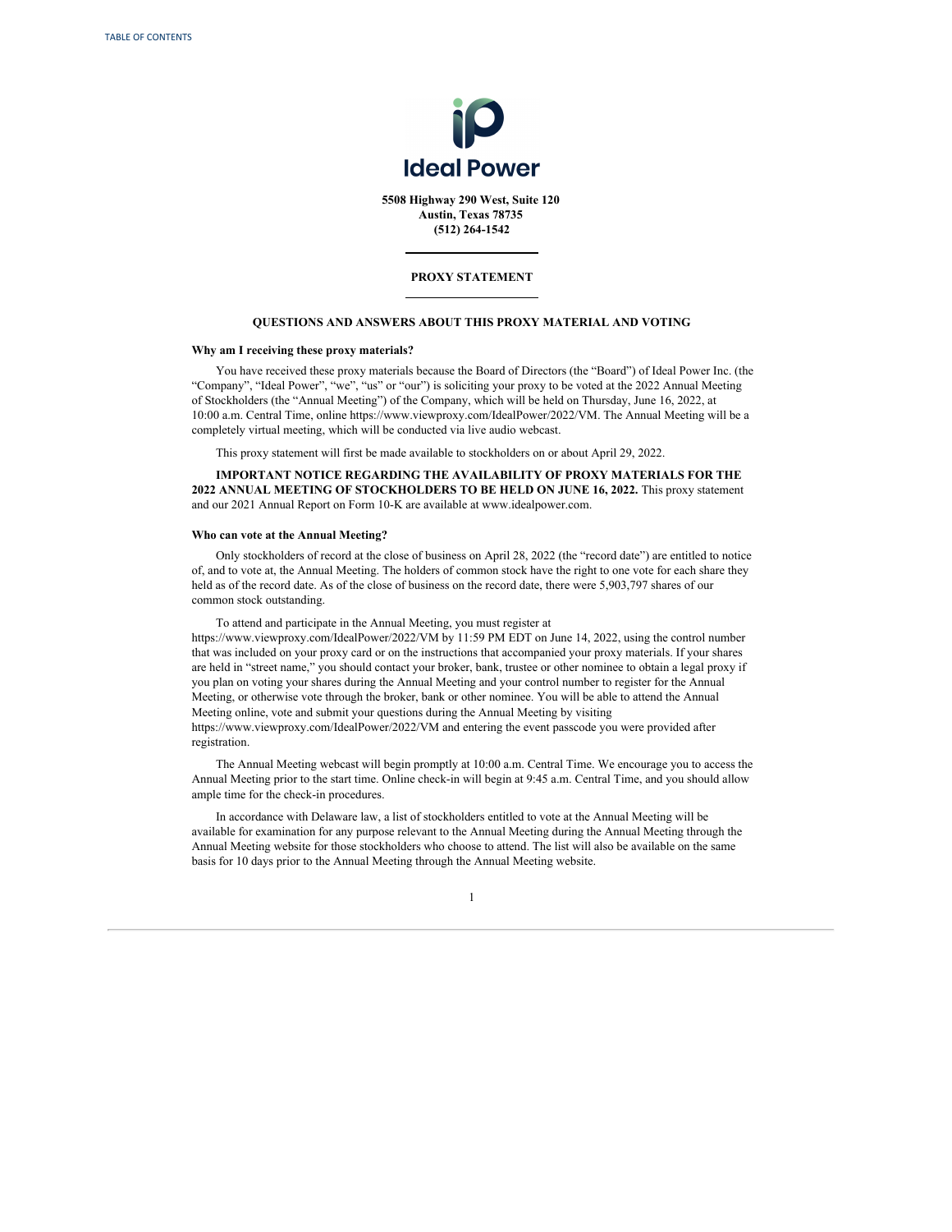Ideal Power

5508 Highway 290 West, Suite 120
Austin, Texas 78735
(512) 264-1542

## PROXY STATEMENT

### QUESTIONS AND ANSWERS ABOUT THIS PROXY MATERIAL AND VOTING

**Why am I receiving these proxy materials?**

You have received these proxy materials because the Board of Directors (the "Board") of Ideal Power Inc. (the "Company", "Ideal Power", "we", "us" or "our") is soliciting your proxy to be voted at the 2022 Annual Meeting of Stockholders (the "Annual Meeting") of the Company, which will be held on Thursday, June 16, 2022, at 10:00 a.m. Central Time, online https://www.viewproxy.com/IdealPower/2022/VM. The Annual Meeting will be a completely virtual meeting, which will be conducted via live audio webcast.

This proxy statement will first be made available to stockholders on or about April 29, 2022.

**IMPORTANT NOTICE REGARDING THE AVAILABILITY OF PROXY MATERIALS FOR THE 2022 ANNUAL MEETING OF STOCKHOLDERS TO BE HELD ON JUNE 16, 2022.** This proxy statement and our 2021 Annual Report on Form 10-K are available at www.idealpower.com.

**Who can vote at the Annual Meeting?**

Only stockholders of record at the close of business on April 28, 2022 (the "record date") are entitled to notice of, and to vote at, the Annual Meeting. The holders of common stock have the right to one vote for each share they held as of the record date. As of the close of business on the record date, there were 5,903,797 shares of our common stock outstanding.

To attend and participate in the Annual Meeting, you must register at https://www.viewproxy.com/IdealPower/2022/VM by 11:59 PM EDT on June 14, 2022, using the control number that was included on your proxy card or on the instructions that accompanied your proxy materials. If your shares are held in "street name," you should contact your broker, bank, trustee or other nominee to obtain a legal proxy if you plan on voting your shares during the Annual Meeting and your control number to register for the Annual Meeting, or otherwise vote through the broker, bank or other nominee. You will be able to attend the Annual Meeting online, vote and submit your questions during the Annual Meeting by visiting https://www.viewproxy.com/IdealPower/2022/VM and entering the event passcode you were provided after registration.

The Annual Meeting webcast will begin promptly at 10:00 a.m. Central Time. We encourage you to access the Annual Meeting prior to the start time. Online check-in will begin at 9:45 a.m. Central Time, and you should allow ample time for the check-in procedures.

In accordance with Delaware law, a list of stockholders entitled to vote at the Annual Meeting will be available for examination for any purpose relevant to the Annual Meeting during the Annual Meeting through the Annual Meeting website for those stockholders who choose to attend. The list will also be available on the same basis for 10 days prior to the Annual Meeting through the Annual Meeting website.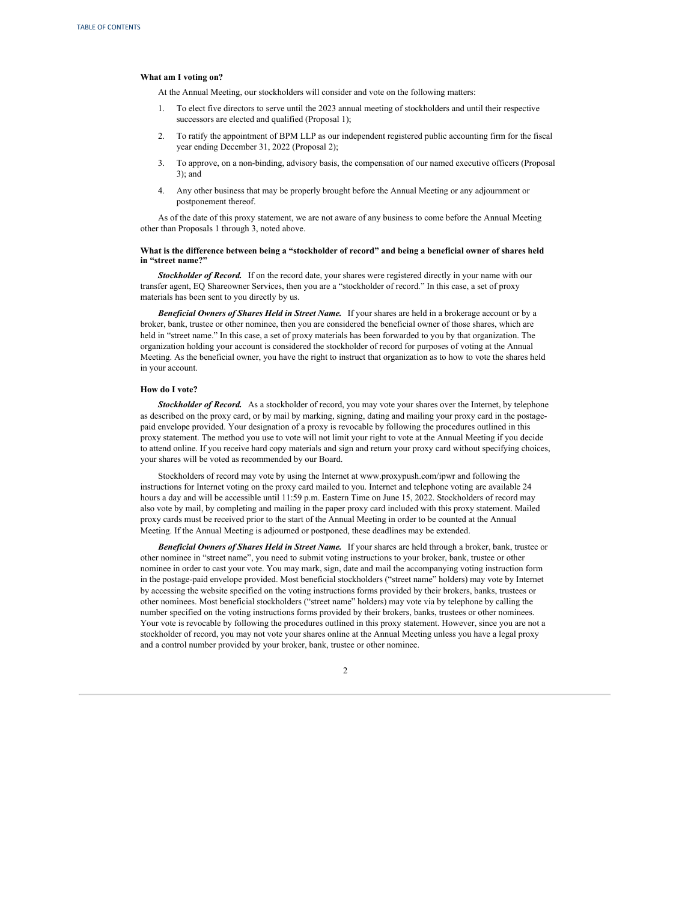**What am I voting on?**

At the Annual Meeting, our stockholders will consider and vote on the following matters:

1. To elect five directors to serve until the 2023 annual meeting of stockholders and until their respective successors are elected and qualified (Proposal 1);
2. To ratify the appointment of BPM LLP as our independent registered public accounting firm for the fiscal year ending December 31, 2022 (Proposal 2);
3. To approve, on a non-binding, advisory basis, the compensation of our named executive officers (Proposal 3); and
4. Any other business that may be properly brought before the Annual Meeting or any adjournment or postponement thereof.

As of the date of this proxy statement, we are not aware of any business to come before the Annual Meeting other than Proposals 1 through 3, noted above.

**What is the difference between being a "stockholder of record" and being a beneficial owner of shares held in "street name?"**

***Stockholder of Record.*** If on the record date, your shares were registered directly in your name with our transfer agent, EQ Shareowner Services, then you are a "stockholder of record." In this case, a set of proxy materials has been sent to you directly by us.

***Beneficial Owners of Shares Held in Street Name.*** If your shares are held in a brokerage account or by a broker, bank, trustee or other nominee, then you are considered the beneficial owner of those shares, which are held in "street name." In this case, a set of proxy materials has been forwarded to you by that organization. The organization holding your account is considered the stockholder of record for purposes of voting at the Annual Meeting. As the beneficial owner, you have the right to instruct that organization as to how to vote the shares held in your account.

**How do I vote?**

***Stockholder of Record.*** As a stockholder of record, you may vote your shares over the Internet, by telephone as described on the proxy card, or by mail by marking, signing, dating and mailing your proxy card in the postage-paid envelope provided. Your designation of a proxy is revocable by following the procedures outlined in this proxy statement. The method you use to vote will not limit your right to vote at the Annual Meeting if you decide to attend online. If you receive hard copy materials and sign and return your proxy card without specifying choices, your shares will be voted as recommended by our Board.

Stockholders of record may vote by using the Internet at www.proxypush.com/ipwr and following the instructions for Internet voting on the proxy card mailed to you. Internet and telephone voting are available 24 hours a day and will be accessible until 11:59 p.m. Eastern Time on June 15, 2022. Stockholders of record may also vote by mail, by completing and mailing in the paper proxy card included with this proxy statement. Mailed proxy cards must be received prior to the start of the Annual Meeting in order to be counted at the Annual Meeting. If the Annual Meeting is adjourned or postponed, these deadlines may be extended.

***Beneficial Owners of Shares Held in Street Name.*** If your shares are held through a broker, bank, trustee or other nominee in "street name", you need to submit voting instructions to your broker, bank, trustee or other nominee in order to cast your vote. You may mark, sign, date and mail the accompanying voting instruction form in the postage-paid envelope provided. Most beneficial stockholders ("street name" holders) may vote by Internet by accessing the website specified on the voting instructions forms provided by their brokers, banks, trustees or other nominees. Most beneficial stockholders ("street name" holders) may vote via by telephone by calling the number specified on the voting instructions forms provided by their brokers, banks, trustees or other nominees. Your vote is revocable by following the procedures outlined in this proxy statement. However, since you are not a stockholder of record, you may not vote your shares online at the Annual Meeting unless you have a legal proxy and a control number provided by your broker, bank, trustee or other nominee.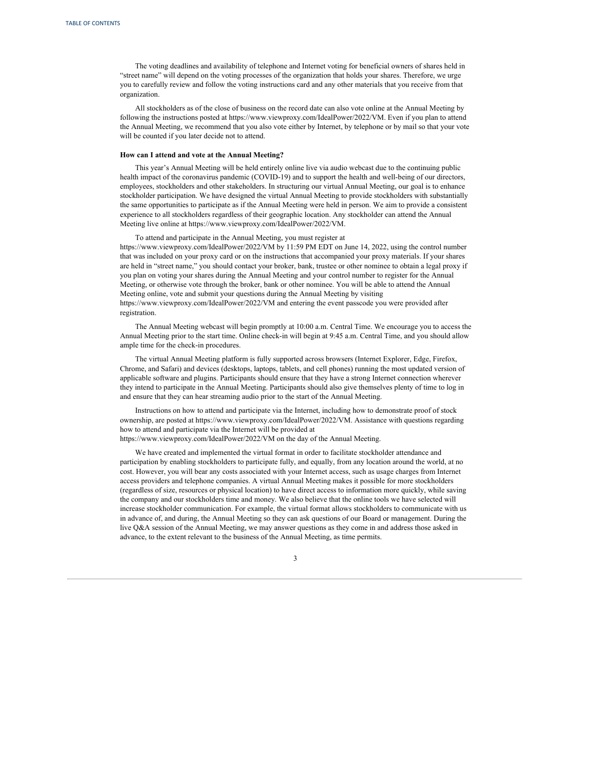The voting deadlines and availability of telephone and Internet voting for beneficial owners of shares held in "street name" will depend on the voting processes of the organization that holds your shares. Therefore, we urge you to carefully review and follow the voting instructions card and any other materials that you receive from that organization.

All stockholders as of the close of business on the record date can also vote online at the Annual Meeting by following the instructions posted at https://www.viewproxy.com/IdealPower/2022/VM. Even if you plan to attend the Annual Meeting, we recommend that you also vote either by Internet, by telephone or by mail so that your vote will be counted if you later decide not to attend.

**How can I attend and vote at the Annual Meeting?**

This year's Annual Meeting will be held entirely online live via audio webcast due to the continuing public health impact of the coronavirus pandemic (COVID-19) and to support the health and well-being of our directors, employees, stockholders and other stakeholders. In structuring our virtual Annual Meeting, our goal is to enhance stockholder participation. We have designed the virtual Annual Meeting to provide stockholders with substantially the same opportunities to participate as if the Annual Meeting were held in person. We aim to provide a consistent experience to all stockholders regardless of their geographic location. Any stockholder can attend the Annual Meeting live online at https://www.viewproxy.com/IdealPower/2022/VM.

To attend and participate in the Annual Meeting, you must register at https://www.viewproxy.com/IdealPower/2022/VM by 11:59 PM EDT on June 14, 2022, using the control number that was included on your proxy card or on the instructions that accompanied your proxy materials. If your shares are held in "street name," you should contact your broker, bank, trustee or other nominee to obtain a legal proxy if you plan on voting your shares during the Annual Meeting and your control number to register for the Annual Meeting, or otherwise vote through the broker, bank or other nominee. You will be able to attend the Annual Meeting online, vote and submit your questions during the Annual Meeting by visiting https://www.viewproxy.com/IdealPower/2022/VM and entering the event passcode you were provided after registration.

The Annual Meeting webcast will begin promptly at 10:00 a.m. Central Time. We encourage you to access the Annual Meeting prior to the start time. Online check-in will begin at 9:45 a.m. Central Time, and you should allow ample time for the check-in procedures.

The virtual Annual Meeting platform is fully supported across browsers (Internet Explorer, Edge, Firefox, Chrome, and Safari) and devices (desktops, laptops, tablets, and cell phones) running the most updated version of applicable software and plugins. Participants should ensure that they have a strong Internet connection wherever they intend to participate in the Annual Meeting. Participants should also give themselves plenty of time to log in and ensure that they can hear streaming audio prior to the start of the Annual Meeting.

Instructions on how to attend and participate via the Internet, including how to demonstrate proof of stock ownership, are posted at https://www.viewproxy.com/IdealPower/2022/VM. Assistance with questions regarding how to attend and participate via the Internet will be provided at https://www.viewproxy.com/IdealPower/2022/VM on the day of the Annual Meeting.

We have created and implemented the virtual format in order to facilitate stockholder attendance and participation by enabling stockholders to participate fully, and equally, from any location around the world, at no cost. However, you will bear any costs associated with your Internet access, such as usage charges from Internet access providers and telephone companies. A virtual Annual Meeting makes it possible for more stockholders (regardless of size, resources or physical location) to have direct access to information more quickly, while saving the company and our stockholders time and money. We also believe that the online tools we have selected will increase stockholder communication. For example, the virtual format allows stockholders to communicate with us in advance of, and during, the Annual Meeting so they can ask questions of our Board or management. During the live Q&A session of the Annual Meeting, we may answer questions as they come in and address those asked in advance, to the extent relevant to the business of the Annual Meeting, as time permits.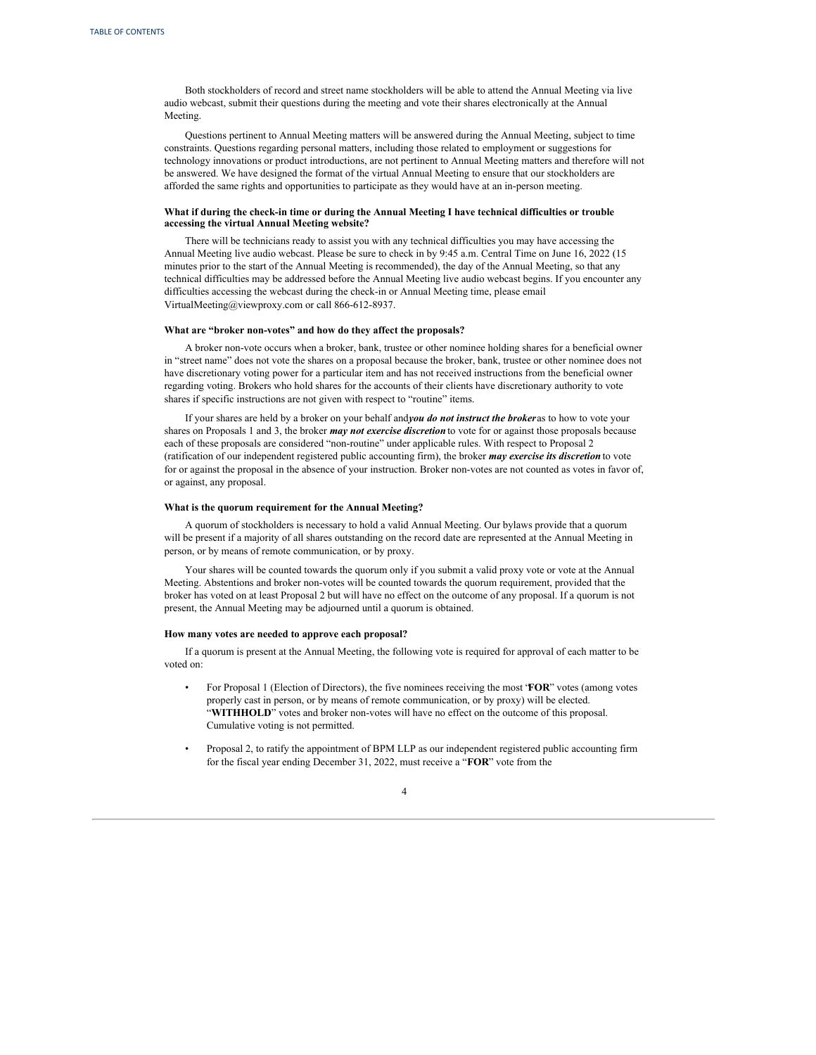Both stockholders of record and street name stockholders will be able to attend the Annual Meeting via live audio webcast, submit their questions during the meeting and vote their shares electronically at the Annual Meeting.

Questions pertinent to Annual Meeting matters will be answered during the Annual Meeting, subject to time constraints. Questions regarding personal matters, including those related to employment or suggestions for technology innovations or product introductions, are not pertinent to Annual Meeting matters and therefore will not be answered. We have designed the format of the virtual Annual Meeting to ensure that our stockholders are afforded the same rights and opportunities to participate as they would have at an in-person meeting.

**What if during the check-in time or during the Annual Meeting I have technical difficulties or trouble accessing the virtual Annual Meeting website?**

There will be technicians ready to assist you with any technical difficulties you may have accessing the Annual Meeting live audio webcast. Please be sure to check in by 9:45 a.m. Central Time on June 16, 2022 (15 minutes prior to the start of the Annual Meeting is recommended), the day of the Annual Meeting, so that any technical difficulties may be addressed before the Annual Meeting live audio webcast begins. If you encounter any difficulties accessing the webcast during the check-in or Annual Meeting time, please email VirtualMeeting@viewproxy.com or call 866-612-8937.

**What are "broker non-votes" and how do they affect the proposals?**

A broker non-vote occurs when a broker, bank, trustee or other nominee holding shares for a beneficial owner in "street name" does not vote the shares on a proposal because the broker, bank, trustee or other nominee does not have discretionary voting power for a particular item and has not received instructions from the beneficial owner regarding voting. Brokers who hold shares for the accounts of their clients have discretionary authority to vote shares if specific instructions are not given with respect to "routine" items.

If your shares are held by a broker on your behalf and ***you do not instruct the broker*** as to how to vote your shares on Proposals 1 and 3, the broker ***may not exercise discretion*** to vote for or against those proposals because each of these proposals are considered "non-routine" under applicable rules. With respect to Proposal 2 (ratification of our independent registered public accounting firm), the broker ***may exercise its discretion*** to vote for or against the proposal in the absence of your instruction. Broker non-votes are not counted as votes in favor of, or against, any proposal.

**What is the quorum requirement for the Annual Meeting?**

A quorum of stockholders is necessary to hold a valid Annual Meeting. Our bylaws provide that a quorum will be present if a majority of all shares outstanding on the record date are represented at the Annual Meeting in person, or by means of remote communication, or by proxy.

Your shares will be counted towards the quorum only if you submit a valid proxy vote or vote at the Annual Meeting. Abstentions and broker non-votes will be counted towards the quorum requirement, provided that the broker has voted on at least Proposal 2 but will have no effect on the outcome of any proposal. If a quorum is not present, the Annual Meeting may be adjourned until a quorum is obtained.

**How many votes are needed to approve each proposal?**

If a quorum is present at the Annual Meeting, the following vote is required for approval of each matter to be voted on:

- For Proposal 1 (Election of Directors), the five nominees receiving the most "**FOR**" votes (among votes properly cast in person, or by means of remote communication, or by proxy) will be elected. "**WITHHOLD**" votes and broker non-votes will have no effect on the outcome of this proposal. Cumulative voting is not permitted.
- Proposal 2, to ratify the appointment of BPM LLP as our independent registered public accounting firm for the fiscal year ending December 31, 2022, must receive a "**FOR**" vote from the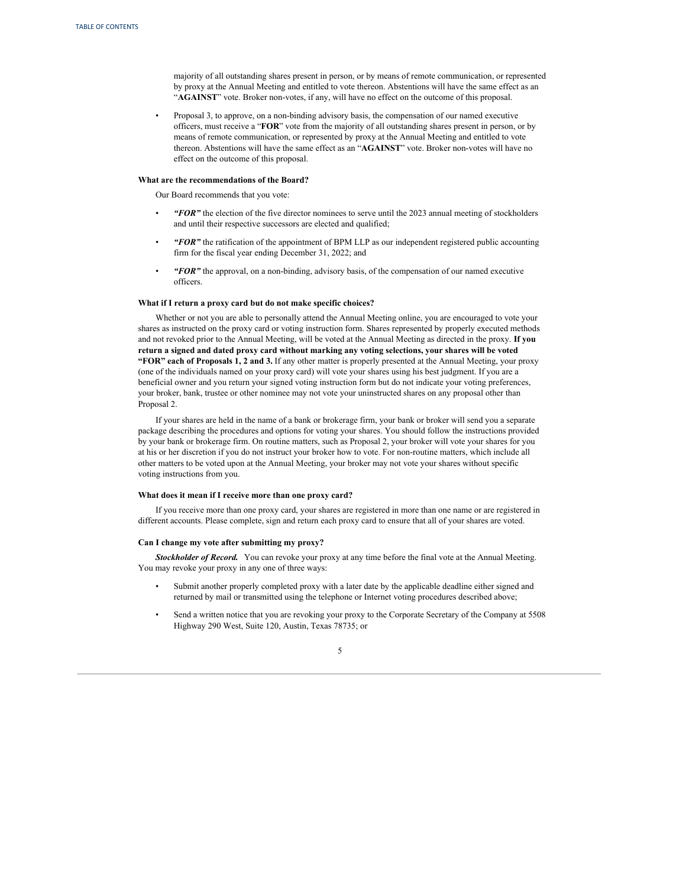majority of all outstanding shares present in person, or by means of remote communication, or represented by proxy at the Annual Meeting and entitled to vote thereon. Abstentions will have the same effect as an "**AGAINST**" vote. Broker non-votes, if any, will have no effect on the outcome of this proposal.

- Proposal 3, to approve, on a non-binding advisory basis, the compensation of our named executive officers, must receive a "**FOR**" vote from the majority of all outstanding shares present in person, or by means of remote communication, or represented by proxy at the Annual Meeting and entitled to vote thereon. Abstentions will have the same effect as an "**AGAINST**" vote. Broker non-votes will have no effect on the outcome of this proposal.

**What are the recommendations of the Board?**

Our Board recommends that you vote:

- ***"FOR"*** the election of the five director nominees to serve until the 2023 annual meeting of stockholders and until their respective successors are elected and qualified;
- ***"FOR"*** the ratification of the appointment of BPM LLP as our independent registered public accounting firm for the fiscal year ending December 31, 2022; and
- ***"FOR"*** the approval, on a non-binding, advisory basis, of the compensation of our named executive officers.

**What if I return a proxy card but do not make specific choices?**

Whether or not you are able to personally attend the Annual Meeting online, you are encouraged to vote your shares as instructed on the proxy card or voting instruction form. Shares represented by properly executed methods and not revoked prior to the Annual Meeting, will be voted at the Annual Meeting as directed in the proxy. **If you return a signed and dated proxy card without marking any voting selections, your shares will be voted "FOR" each of Proposals 1, 2 and 3.** If any other matter is properly presented at the Annual Meeting, your proxy (one of the individuals named on your proxy card) will vote your shares using his best judgment. If you are a beneficial owner and you return your signed voting instruction form but do not indicate your voting preferences, your broker, bank, trustee or other nominee may not vote your uninstructed shares on any proposal other than Proposal 2.

If your shares are held in the name of a bank or brokerage firm, your bank or broker will send you a separate package describing the procedures and options for voting your shares. You should follow the instructions provided by your bank or brokerage firm. On routine matters, such as Proposal 2, your broker will vote your shares for you at his or her discretion if you do not instruct your broker how to vote. For non-routine matters, which include all other matters to be voted upon at the Annual Meeting, your broker may not vote your shares without specific voting instructions from you.

**What does it mean if I receive more than one proxy card?**

If you receive more than one proxy card, your shares are registered in more than one name or are registered in different accounts. Please complete, sign and return each proxy card to ensure that all of your shares are voted.

**Can I change my vote after submitting my proxy?**

***Stockholder of Record.*** You can revoke your proxy at any time before the final vote at the Annual Meeting. You may revoke your proxy in any one of three ways:

- Submit another properly completed proxy with a later date by the applicable deadline either signed and returned by mail or transmitted using the telephone or Internet voting procedures described above;
- Send a written notice that you are revoking your proxy to the Corporate Secretary of the Company at 5508 Highway 290 West, Suite 120, Austin, Texas 78735; or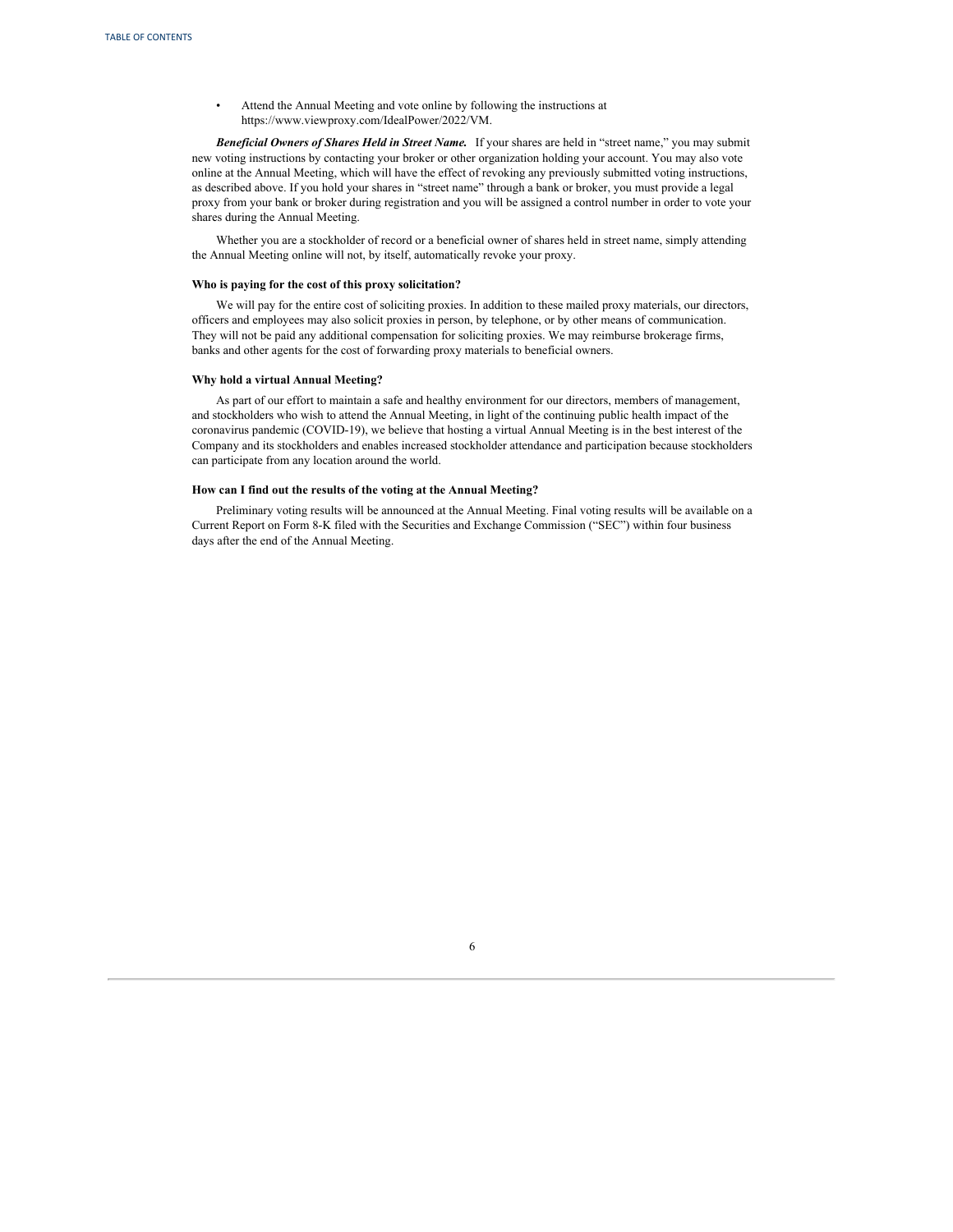- Attend the Annual Meeting and vote online by following the instructions at https://www.viewproxy.com/IdealPower/2022/VM.

***Beneficial Owners of Shares Held in Street Name.*** If your shares are held in "street name," you may submit new voting instructions by contacting your broker or other organization holding your account. You may also vote online at the Annual Meeting, which will have the effect of revoking any previously submitted voting instructions, as described above. If you hold your shares in "street name" through a bank or broker, you must provide a legal proxy from your bank or broker during registration and you will be assigned a control number in order to vote your shares during the Annual Meeting.

Whether you are a stockholder of record or a beneficial owner of shares held in street name, simply attending the Annual Meeting online will not, by itself, automatically revoke your proxy.

**Who is paying for the cost of this proxy solicitation?**

We will pay for the entire cost of soliciting proxies. In addition to these mailed proxy materials, our directors, officers and employees may also solicit proxies in person, by telephone, or by other means of communication. They will not be paid any additional compensation for soliciting proxies. We may reimburse brokerage firms, banks and other agents for the cost of forwarding proxy materials to beneficial owners.

**Why hold a virtual Annual Meeting?**

As part of our effort to maintain a safe and healthy environment for our directors, members of management, and stockholders who wish to attend the Annual Meeting, in light of the continuing public health impact of the coronavirus pandemic (COVID-19), we believe that hosting a virtual Annual Meeting is in the best interest of the Company and its stockholders and enables increased stockholder attendance and participation because stockholders can participate from any location around the world.

**How can I find out the results of the voting at the Annual Meeting?**

Preliminary voting results will be announced at the Annual Meeting. Final voting results will be available on a Current Report on Form 8-K filed with the Securities and Exchange Commission ("SEC") within four business days after the end of the Annual Meeting.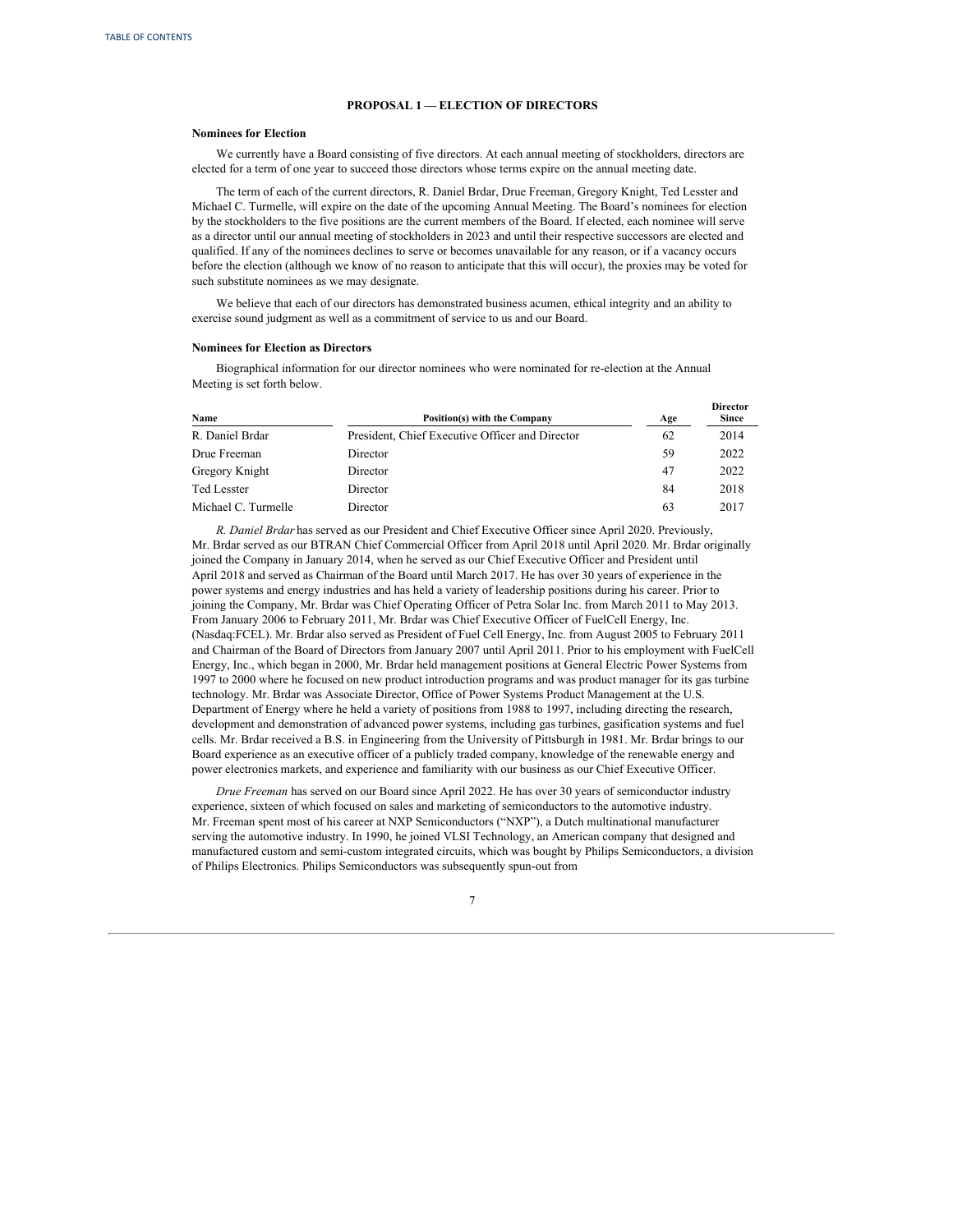## PROPOSAL 1 — ELECTION OF DIRECTORS

### Nominees for Election

We currently have a Board consisting of five directors. At each annual meeting of stockholders, directors are elected for a term of one year to succeed those directors whose terms expire on the annual meeting date.

The term of each of the current directors, R. Daniel Brdar, Drue Freeman, Gregory Knight, Ted Lesster and Michael C. Turmelle, will expire on the date of the upcoming Annual Meeting. The Board's nominees for election by the stockholders to the five positions are the current members of the Board. If elected, each nominee will serve as a director until our annual meeting of stockholders in 2023 and until their respective successors are elected and qualified. If any of the nominees declines to serve or becomes unavailable for any reason, or if a vacancy occurs before the election (although we know of no reason to anticipate that this will occur), the proxies may be voted for such substitute nominees as we may designate.

We believe that each of our directors has demonstrated business acumen, ethical integrity and an ability to exercise sound judgment as well as a commitment of service to us and our Board.

### Nominees for Election as Directors

Biographical information for our director nominees who were nominated for re-election at the Annual Meeting is set forth below.

| Name | Position(s) with the Company | Age | Director Since |
|---|---|---|---|
| R. Daniel Brdar | President, Chief Executive Officer and Director | 62 | 2014 |
| Drue Freeman | Director | 59 | 2022 |
| Gregory Knight | Director | 47 | 2022 |
| Ted Lesster | Director | 84 | 2018 |
| Michael C. Turmelle | Director | 63 | 2017 |

*R. Daniel Brdar* has served as our President and Chief Executive Officer since April 2020. Previously, Mr. Brdar served as our BTRAN Chief Commercial Officer from April 2018 until April 2020. Mr. Brdar originally joined the Company in January 2014, when he served as our Chief Executive Officer and President until April 2018 and served as Chairman of the Board until March 2017. He has over 30 years of experience in the power systems and energy industries and has held a variety of leadership positions during his career. Prior to joining the Company, Mr. Brdar was Chief Operating Officer of Petra Solar Inc. from March 2011 to May 2013. From January 2006 to February 2011, Mr. Brdar was Chief Executive Officer of FuelCell Energy, Inc. (Nasdaq:FCEL). Mr. Brdar also served as President of Fuel Cell Energy, Inc. from August 2005 to February 2011 and Chairman of the Board of Directors from January 2007 until April 2011. Prior to his employment with FuelCell Energy, Inc., which began in 2000, Mr. Brdar held management positions at General Electric Power Systems from 1997 to 2000 where he focused on new product introduction programs and was product manager for its gas turbine technology. Mr. Brdar was Associate Director, Office of Power Systems Product Management at the U.S. Department of Energy where he held a variety of positions from 1988 to 1997, including directing the research, development and demonstration of advanced power systems, including gas turbines, gasification systems and fuel cells. Mr. Brdar received a B.S. in Engineering from the University of Pittsburgh in 1981. Mr. Brdar brings to our Board experience as an executive officer of a publicly traded company, knowledge of the renewable energy and power electronics markets, and experience and familiarity with our business as our Chief Executive Officer.

*Drue Freeman* has served on our Board since April 2022. He has over 30 years of semiconductor industry experience, sixteen of which focused on sales and marketing of semiconductors to the automotive industry. Mr. Freeman spent most of his career at NXP Semiconductors ("NXP"), a Dutch multinational manufacturer serving the automotive industry. In 1990, he joined VLSI Technology, an American company that designed and manufactured custom and semi-custom integrated circuits, which was bought by Philips Semiconductors, a division of Philips Electronics. Philips Semiconductors was subsequently spun-out from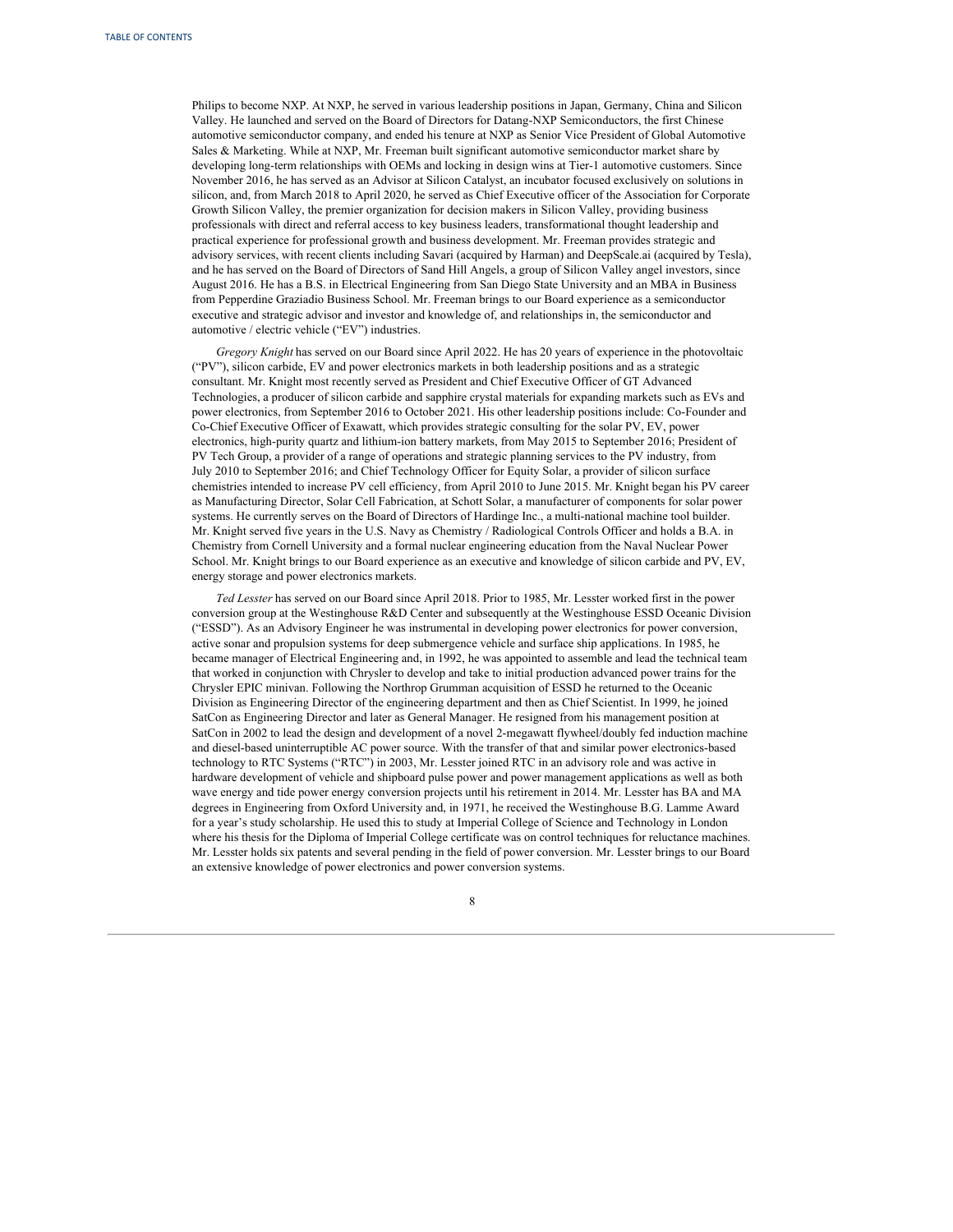Philips to become NXP. At NXP, he served in various leadership positions in Japan, Germany, China and Silicon Valley. He launched and served on the Board of Directors for Datang-NXP Semiconductors, the first Chinese automotive semiconductor company, and ended his tenure at NXP as Senior Vice President of Global Automotive Sales & Marketing. While at NXP, Mr. Freeman built significant automotive semiconductor market share by developing long-term relationships with OEMs and locking in design wins at Tier-1 automotive customers. Since November 2016, he has served as an Advisor at Silicon Catalyst, an incubator focused exclusively on solutions in silicon, and, from March 2018 to April 2020, he served as Chief Executive officer of the Association for Corporate Growth Silicon Valley, the premier organization for decision makers in Silicon Valley, providing business professionals with direct and referral access to key business leaders, transformational thought leadership and practical experience for professional growth and business development. Mr. Freeman provides strategic and advisory services, with recent clients including Savari (acquired by Harman) and DeepScale.ai (acquired by Tesla), and he has served on the Board of Directors of Sand Hill Angels, a group of Silicon Valley angel investors, since August 2016. He has a B.S. in Electrical Engineering from San Diego State University and an MBA in Business from Pepperdine Graziadio Business School. Mr. Freeman brings to our Board experience as a semiconductor executive and strategic advisor and investor and knowledge of, and relationships in, the semiconductor and automotive / electric vehicle ("EV") industries.

*Gregory Knight* has served on our Board since April 2022. He has 20 years of experience in the photovoltaic ("PV"), silicon carbide, EV and power electronics markets in both leadership positions and as a strategic consultant. Mr. Knight most recently served as President and Chief Executive Officer of GT Advanced Technologies, a producer of silicon carbide and sapphire crystal materials for expanding markets such as EVs and power electronics, from September 2016 to October 2021. His other leadership positions include: Co-Founder and Co-Chief Executive Officer of Exawatt, which provides strategic consulting for the solar PV, EV, power electronics, high-purity quartz and lithium-ion battery markets, from May 2015 to September 2016; President of PV Tech Group, a provider of a range of operations and strategic planning services to the PV industry, from July 2010 to September 2016; and Chief Technology Officer for Equity Solar, a provider of silicon surface chemistries intended to increase PV cell efficiency, from April 2010 to June 2015. Mr. Knight began his PV career as Manufacturing Director, Solar Cell Fabrication, at Schott Solar, a manufacturer of components for solar power systems. He currently serves on the Board of Directors of Hardinge Inc., a multi-national machine tool builder. Mr. Knight served five years in the U.S. Navy as Chemistry / Radiological Controls Officer and holds a B.A. in Chemistry from Cornell University and a formal nuclear engineering education from the Naval Nuclear Power School. Mr. Knight brings to our Board experience as an executive and knowledge of silicon carbide and PV, EV, energy storage and power electronics markets.

*Ted Lesster* has served on our Board since April 2018. Prior to 1985, Mr. Lesster worked first in the power conversion group at the Westinghouse R&D Center and subsequently at the Westinghouse ESSD Oceanic Division ("ESSD"). As an Advisory Engineer he was instrumental in developing power electronics for power conversion, active sonar and propulsion systems for deep submergence vehicle and surface ship applications. In 1985, he became manager of Electrical Engineering and, in 1992, he was appointed to assemble and lead the technical team that worked in conjunction with Chrysler to develop and take to initial production advanced power trains for the Chrysler EPIC minivan. Following the Northrop Grumman acquisition of ESSD he returned to the Oceanic Division as Engineering Director of the engineering department and then as Chief Scientist. In 1999, he joined SatCon as Engineering Director and later as General Manager. He resigned from his management position at SatCon in 2002 to lead the design and development of a novel 2-megawatt flywheel/doubly fed induction machine and diesel-based uninterruptible AC power source. With the transfer of that and similar power electronics-based technology to RTC Systems ("RTC") in 2003, Mr. Lesster joined RTC in an advisory role and was active in hardware development of vehicle and shipboard pulse power and power management applications as well as both wave energy and tide power energy conversion projects until his retirement in 2014. Mr. Lesster has BA and MA degrees in Engineering from Oxford University and, in 1971, he received the Westinghouse B.G. Lamme Award for a year's study scholarship. He used this to study at Imperial College of Science and Technology in London where his thesis for the Diploma of Imperial College certificate was on control techniques for reluctance machines. Mr. Lesster holds six patents and several pending in the field of power conversion. Mr. Lesster brings to our Board an extensive knowledge of power electronics and power conversion systems.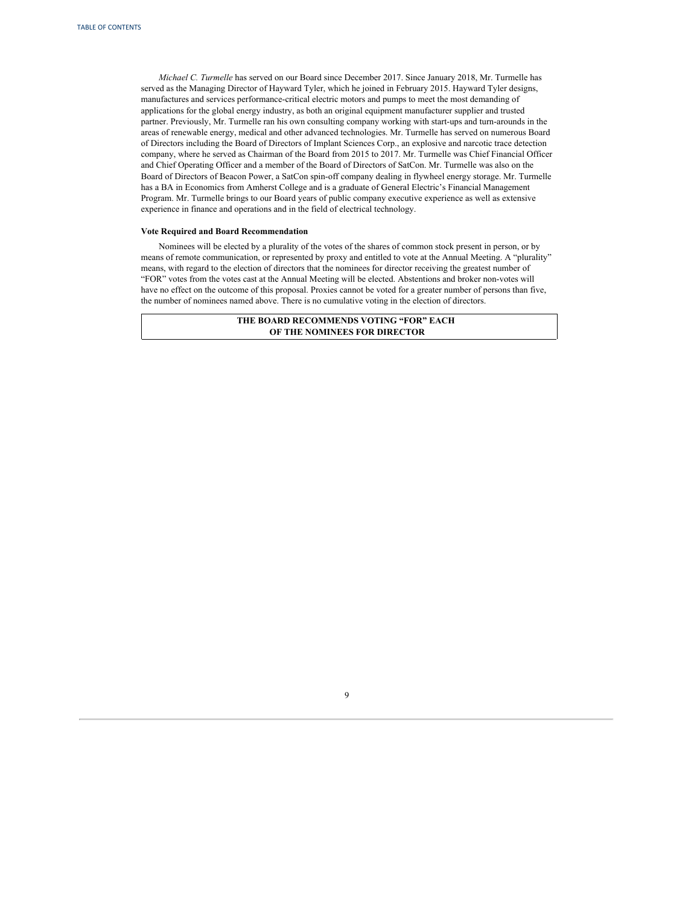*Michael C. Turmelle* has served on our Board since December 2017. Since January 2018, Mr. Turmelle has served as the Managing Director of Hayward Tyler, which he joined in February 2015. Hayward Tyler designs, manufactures and services performance-critical electric motors and pumps to meet the most demanding of applications for the global energy industry, as both an original equipment manufacturer supplier and trusted partner. Previously, Mr. Turmelle ran his own consulting company working with start-ups and turn-arounds in the areas of renewable energy, medical and other advanced technologies. Mr. Turmelle has served on numerous Board of Directors including the Board of Directors of Implant Sciences Corp., an explosive and narcotic trace detection company, where he served as Chairman of the Board from 2015 to 2017. Mr. Turmelle was Chief Financial Officer and Chief Operating Officer and a member of the Board of Directors of SatCon. Mr. Turmelle was also on the Board of Directors of Beacon Power, a SatCon spin-off company dealing in flywheel energy storage. Mr. Turmelle has a BA in Economics from Amherst College and is a graduate of General Electric's Financial Management Program. Mr. Turmelle brings to our Board years of public company executive experience as well as extensive experience in finance and operations and in the field of electrical technology.

**Vote Required and Board Recommendation**

Nominees will be elected by a plurality of the votes of the shares of common stock present in person, or by means of remote communication, or represented by proxy and entitled to vote at the Annual Meeting. A "plurality" means, with regard to the election of directors that the nominees for director receiving the greatest number of "FOR" votes from the votes cast at the Annual Meeting will be elected. Abstentions and broker non-votes will have no effect on the outcome of this proposal. Proxies cannot be voted for a greater number of persons than five, the number of nominees named above. There is no cumulative voting in the election of directors.

**THE BOARD RECOMMENDS VOTING "FOR" EACH OF THE NOMINEES FOR DIRECTOR**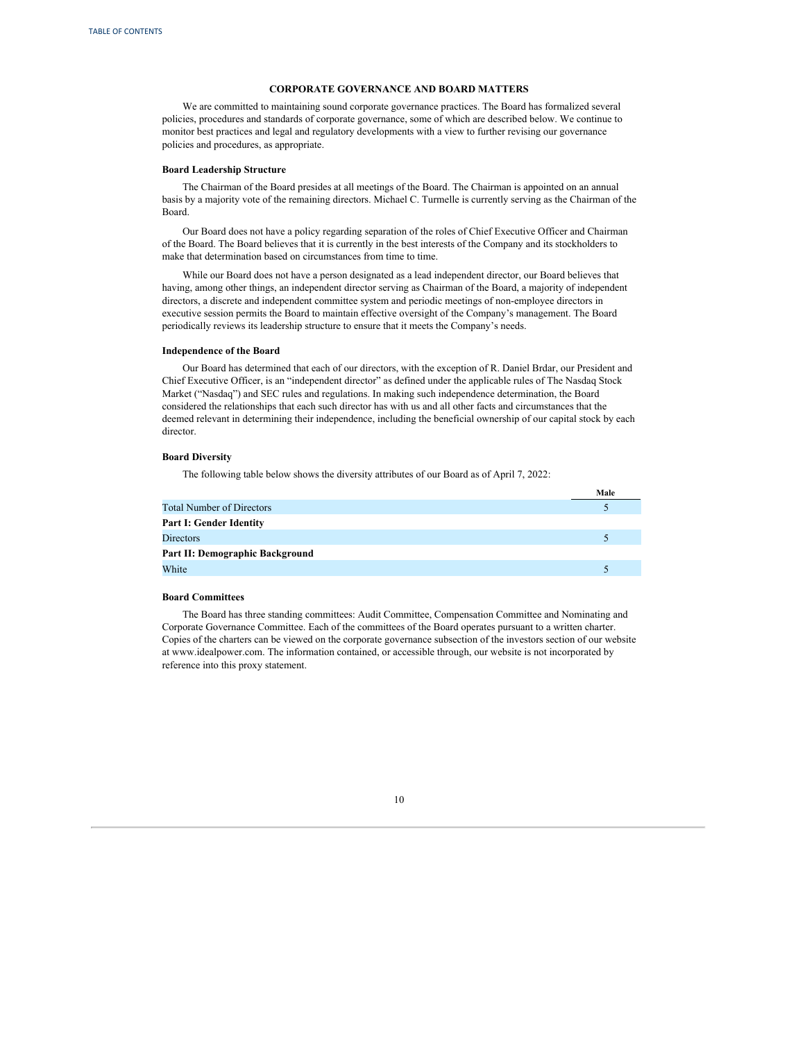## CORPORATE GOVERNANCE AND BOARD MATTERS

We are committed to maintaining sound corporate governance practices. The Board has formalized several policies, procedures and standards of corporate governance, some of which are described below. We continue to monitor best practices and legal and regulatory developments with a view to further revising our governance policies and procedures, as appropriate.

### Board Leadership Structure

The Chairman of the Board presides at all meetings of the Board. The Chairman is appointed on an annual basis by a majority vote of the remaining directors. Michael C. Turmelle is currently serving as the Chairman of the Board.

Our Board does not have a policy regarding separation of the roles of Chief Executive Officer and Chairman of the Board. The Board believes that it is currently in the best interests of the Company and its stockholders to make that determination based on circumstances from time to time.

While our Board does not have a person designated as a lead independent director, our Board believes that having, among other things, an independent director serving as Chairman of the Board, a majority of independent directors, a discrete and independent committee system and periodic meetings of non-employee directors in executive session permits the Board to maintain effective oversight of the Company's management. The Board periodically reviews its leadership structure to ensure that it meets the Company's needs.

### Independence of the Board

Our Board has determined that each of our directors, with the exception of R. Daniel Brdar, our President and Chief Executive Officer, is an "independent director" as defined under the applicable rules of The Nasdaq Stock Market ("Nasdaq") and SEC rules and regulations. In making such independence determination, the Board considered the relationships that each such director has with us and all other facts and circumstances that the deemed relevant in determining their independence, including the beneficial ownership of our capital stock by each director.

### Board Diversity

The following table below shows the diversity attributes of our Board as of April 7, 2022:

| | Male |
|---|---|
| Total Number of Directors | 5 |
| **Part I: Gender Identity** | |
| Directors | 5 |
| **Part II: Demographic Background** | |
| White | 5 |

### Board Committees

The Board has three standing committees: Audit Committee, Compensation Committee and Nominating and Corporate Governance Committee. Each of the committees of the Board operates pursuant to a written charter. Copies of the charters can be viewed on the corporate governance subsection of the investors section of our website at www.idealpower.com. The information contained, or accessible through, our website is not incorporated by reference into this proxy statement.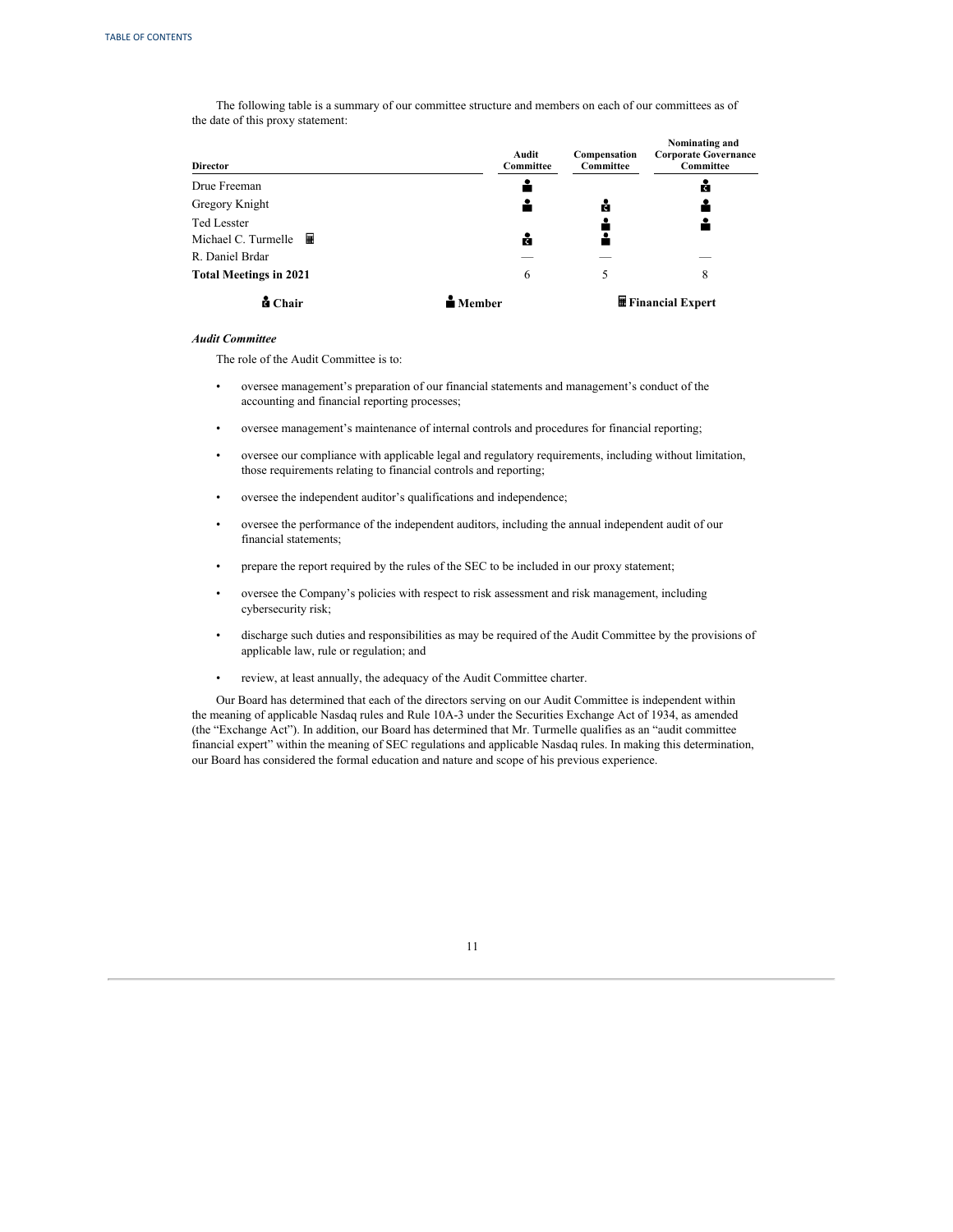The following table is a summary of our committee structure and members on each of our committees as of the date of this proxy statement:

| Director | Audit Committee | Compensation Committee | Nominating and Corporate Governance Committee |
| --- | --- | --- | --- |
| Drue Freeman | Member | | Chair |
| Gregory Knight | Member | Chair | Member |
| Ted Lesster | | Member | Member |
| Michael C. Turmelle (Financial Expert) | Chair | Member | |
| R. Daniel Brdar | — | — | — |
| **Total Meetings in 2021** | 6 | 5 | 8 |

**Chair** **Member** **Financial Expert**

### *Audit Committee*

The role of the Audit Committee is to:

- oversee management's preparation of our financial statements and management's conduct of the accounting and financial reporting processes;
- oversee management's maintenance of internal controls and procedures for financial reporting;
- oversee our compliance with applicable legal and regulatory requirements, including without limitation, those requirements relating to financial controls and reporting;
- oversee the independent auditor's qualifications and independence;
- oversee the performance of the independent auditors, including the annual independent audit of our financial statements;
- prepare the report required by the rules of the SEC to be included in our proxy statement;
- oversee the Company's policies with respect to risk assessment and risk management, including cybersecurity risk;
- discharge such duties and responsibilities as may be required of the Audit Committee by the provisions of applicable law, rule or regulation; and
- review, at least annually, the adequacy of the Audit Committee charter.

Our Board has determined that each of the directors serving on our Audit Committee is independent within the meaning of applicable Nasdaq rules and Rule 10A-3 under the Securities Exchange Act of 1934, as amended (the "Exchange Act"). In addition, our Board has determined that Mr. Turmelle qualifies as an "audit committee financial expert" within the meaning of SEC regulations and applicable Nasdaq rules. In making this determination, our Board has considered the formal education and nature and scope of his previous experience.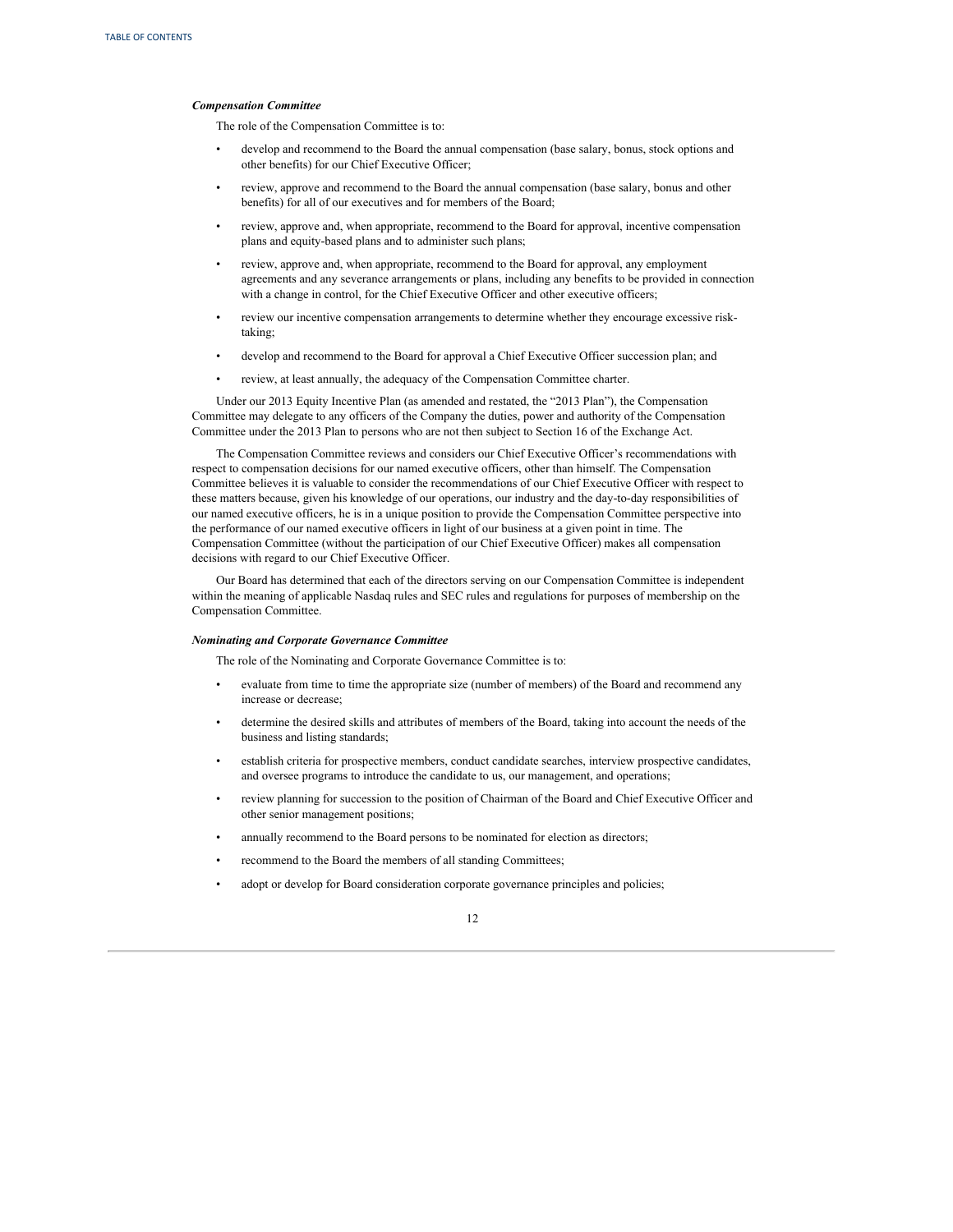***Compensation Committee***

The role of the Compensation Committee is to:

- develop and recommend to the Board the annual compensation (base salary, bonus, stock options and other benefits) for our Chief Executive Officer;
- review, approve and recommend to the Board the annual compensation (base salary, bonus and other benefits) for all of our executives and for members of the Board;
- review, approve and, when appropriate, recommend to the Board for approval, incentive compensation plans and equity-based plans and to administer such plans;
- review, approve and, when appropriate, recommend to the Board for approval, any employment agreements and any severance arrangements or plans, including any benefits to be provided in connection with a change in control, for the Chief Executive Officer and other executive officers;
- review our incentive compensation arrangements to determine whether they encourage excessive risk-taking;
- develop and recommend to the Board for approval a Chief Executive Officer succession plan; and
- review, at least annually, the adequacy of the Compensation Committee charter.

Under our 2013 Equity Incentive Plan (as amended and restated, the "2013 Plan"), the Compensation Committee may delegate to any officers of the Company the duties, power and authority of the Compensation Committee under the 2013 Plan to persons who are not then subject to Section 16 of the Exchange Act.

The Compensation Committee reviews and considers our Chief Executive Officer's recommendations with respect to compensation decisions for our named executive officers, other than himself. The Compensation Committee believes it is valuable to consider the recommendations of our Chief Executive Officer with respect to these matters because, given his knowledge of our operations, our industry and the day-to-day responsibilities of our named executive officers, he is in a unique position to provide the Compensation Committee perspective into the performance of our named executive officers in light of our business at a given point in time. The Compensation Committee (without the participation of our Chief Executive Officer) makes all compensation decisions with regard to our Chief Executive Officer.

Our Board has determined that each of the directors serving on our Compensation Committee is independent within the meaning of applicable Nasdaq rules and SEC rules and regulations for purposes of membership on the Compensation Committee.

***Nominating and Corporate Governance Committee***

The role of the Nominating and Corporate Governance Committee is to:

- evaluate from time to time the appropriate size (number of members) of the Board and recommend any increase or decrease;
- determine the desired skills and attributes of members of the Board, taking into account the needs of the business and listing standards;
- establish criteria for prospective members, conduct candidate searches, interview prospective candidates, and oversee programs to introduce the candidate to us, our management, and operations;
- review planning for succession to the position of Chairman of the Board and Chief Executive Officer and other senior management positions;
- annually recommend to the Board persons to be nominated for election as directors;
- recommend to the Board the members of all standing Committees;
- adopt or develop for Board consideration corporate governance principles and policies;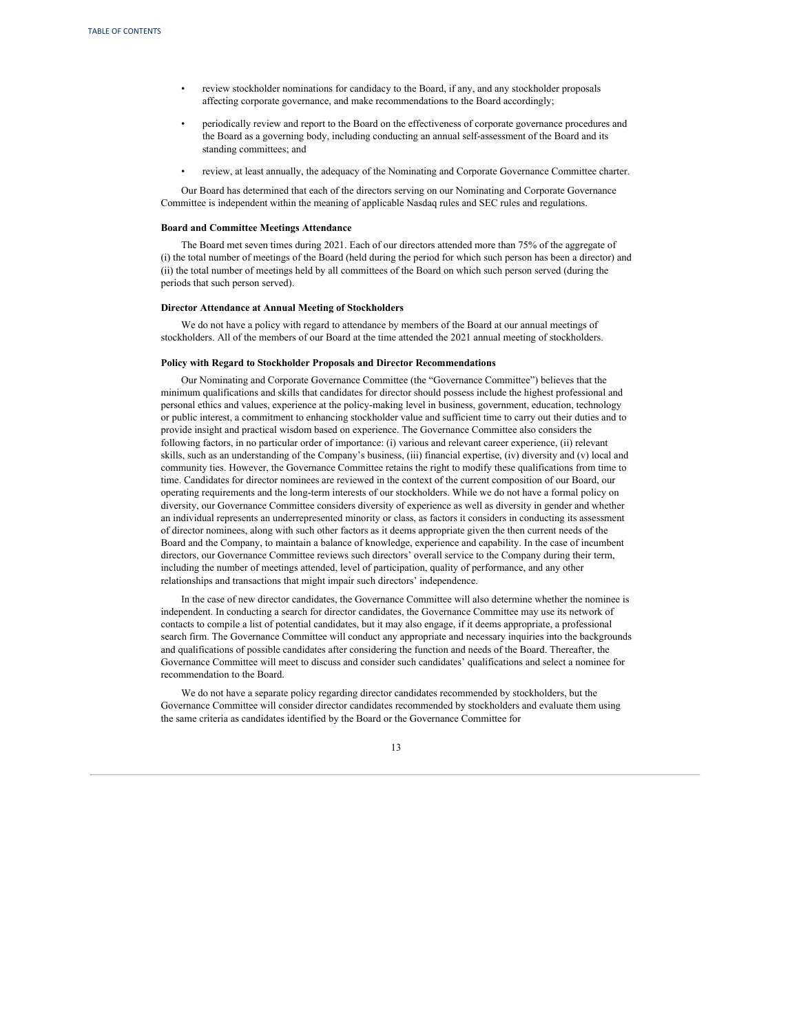- review stockholder nominations for candidacy to the Board, if any, and any stockholder proposals affecting corporate governance, and make recommendations to the Board accordingly;
- periodically review and report to the Board on the effectiveness of corporate governance procedures and the Board as a governing body, including conducting an annual self-assessment of the Board and its standing committees; and
- review, at least annually, the adequacy of the Nominating and Corporate Governance Committee charter.

Our Board has determined that each of the directors serving on our Nominating and Corporate Governance Committee is independent within the meaning of applicable Nasdaq rules and SEC rules and regulations.

**Board and Committee Meetings Attendance**

The Board met seven times during 2021. Each of our directors attended more than 75% of the aggregate of (i) the total number of meetings of the Board (held during the period for which such person has been a director) and (ii) the total number of meetings held by all committees of the Board on which such person served (during the periods that such person served).

**Director Attendance at Annual Meeting of Stockholders**

We do not have a policy with regard to attendance by members of the Board at our annual meetings of stockholders. All of the members of our Board at the time attended the 2021 annual meeting of stockholders.

**Policy with Regard to Stockholder Proposals and Director Recommendations**

Our Nominating and Corporate Governance Committee (the "Governance Committee") believes that the minimum qualifications and skills that candidates for director should possess include the highest professional and personal ethics and values, experience at the policy-making level in business, government, education, technology or public interest, a commitment to enhancing stockholder value and sufficient time to carry out their duties and to provide insight and practical wisdom based on experience. The Governance Committee also considers the following factors, in no particular order of importance: (i) various and relevant career experience, (ii) relevant skills, such as an understanding of the Company's business, (iii) financial expertise, (iv) diversity and (v) local and community ties. However, the Governance Committee retains the right to modify these qualifications from time to time. Candidates for director nominees are reviewed in the context of the current composition of our Board, our operating requirements and the long-term interests of our stockholders. While we do not have a formal policy on diversity, our Governance Committee considers diversity of experience as well as diversity in gender and whether an individual represents an underrepresented minority or class, as factors it considers in conducting its assessment of director nominees, along with such other factors as it deems appropriate given the then current needs of the Board and the Company, to maintain a balance of knowledge, experience and capability. In the case of incumbent directors, our Governance Committee reviews such directors' overall service to the Company during their term, including the number of meetings attended, level of participation, quality of performance, and any other relationships and transactions that might impair such directors' independence.

In the case of new director candidates, the Governance Committee will also determine whether the nominee is independent. In conducting a search for director candidates, the Governance Committee may use its network of contacts to compile a list of potential candidates, but it may also engage, if it deems appropriate, a professional search firm. The Governance Committee will conduct any appropriate and necessary inquiries into the backgrounds and qualifications of possible candidates after considering the function and needs of the Board. Thereafter, the Governance Committee will meet to discuss and consider such candidates' qualifications and select a nominee for recommendation to the Board.

We do not have a separate policy regarding director candidates recommended by stockholders, but the Governance Committee will consider director candidates recommended by stockholders and evaluate them using the same criteria as candidates identified by the Board or the Governance Committee for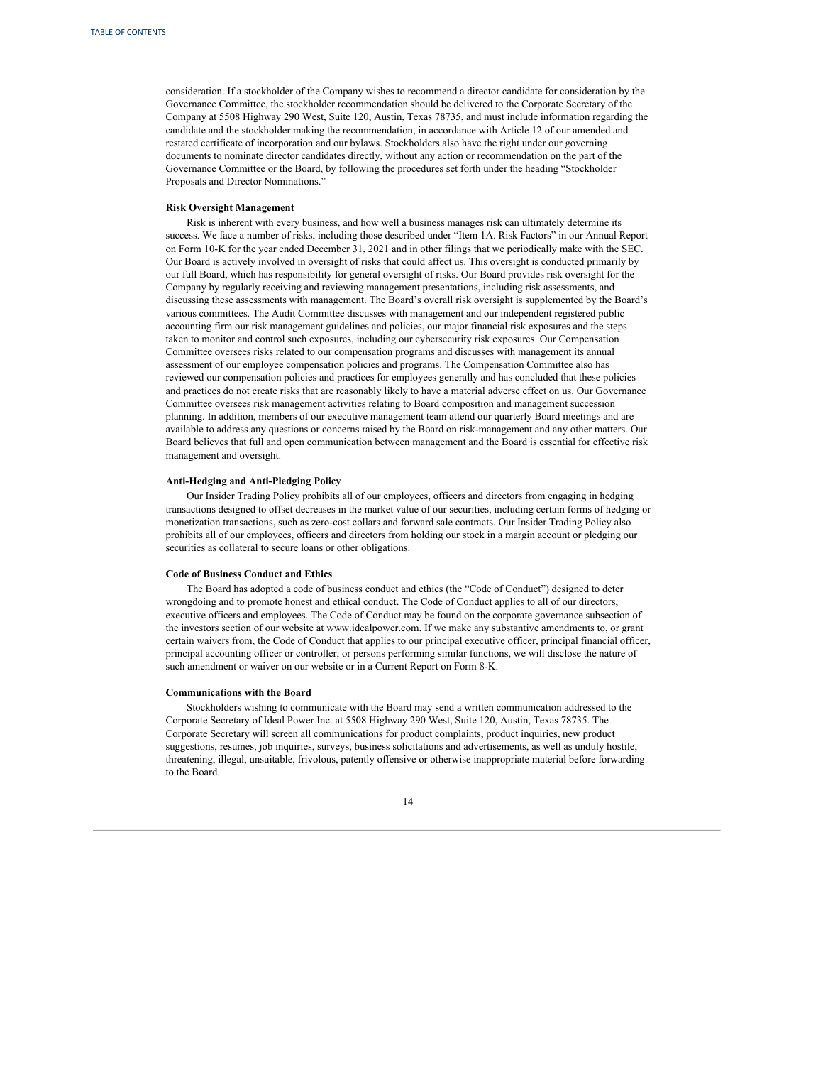consideration. If a stockholder of the Company wishes to recommend a director candidate for consideration by the Governance Committee, the stockholder recommendation should be delivered to the Corporate Secretary of the Company at 5508 Highway 290 West, Suite 120, Austin, Texas 78735, and must include information regarding the candidate and the stockholder making the recommendation, in accordance with Article 12 of our amended and restated certificate of incorporation and our bylaws. Stockholders also have the right under our governing documents to nominate director candidates directly, without any action or recommendation on the part of the Governance Committee or the Board, by following the procedures set forth under the heading "Stockholder Proposals and Director Nominations."

**Risk Oversight Management**

Risk is inherent with every business, and how well a business manages risk can ultimately determine its success. We face a number of risks, including those described under "Item 1A. Risk Factors" in our Annual Report on Form 10-K for the year ended December 31, 2021 and in other filings that we periodically make with the SEC. Our Board is actively involved in oversight of risks that could affect us. This oversight is conducted primarily by our full Board, which has responsibility for general oversight of risks. Our Board provides risk oversight for the Company by regularly receiving and reviewing management presentations, including risk assessments, and discussing these assessments with management. The Board's overall risk oversight is supplemented by the Board's various committees. The Audit Committee discusses with management and our independent registered public accounting firm our risk management guidelines and policies, our major financial risk exposures and the steps taken to monitor and control such exposures, including our cybersecurity risk exposures. Our Compensation Committee oversees risks related to our compensation programs and discusses with management its annual assessment of our employee compensation policies and programs. The Compensation Committee also has reviewed our compensation policies and practices for employees generally and has concluded that these policies and practices do not create risks that are reasonably likely to have a material adverse effect on us. Our Governance Committee oversees risk management activities relating to Board composition and management succession planning. In addition, members of our executive management team attend our quarterly Board meetings and are available to address any questions or concerns raised by the Board on risk-management and any other matters. Our Board believes that full and open communication between management and the Board is essential for effective risk management and oversight.

**Anti-Hedging and Anti-Pledging Policy**

Our Insider Trading Policy prohibits all of our employees, officers and directors from engaging in hedging transactions designed to offset decreases in the market value of our securities, including certain forms of hedging or monetization transactions, such as zero-cost collars and forward sale contracts. Our Insider Trading Policy also prohibits all of our employees, officers and directors from holding our stock in a margin account or pledging our securities as collateral to secure loans or other obligations.

**Code of Business Conduct and Ethics**

The Board has adopted a code of business conduct and ethics (the "Code of Conduct") designed to deter wrongdoing and to promote honest and ethical conduct. The Code of Conduct applies to all of our directors, executive officers and employees. The Code of Conduct may be found on the corporate governance subsection of the investors section of our website at www.idealpower.com. If we make any substantive amendments to, or grant certain waivers from, the Code of Conduct that applies to our principal executive officer, principal financial officer, principal accounting officer or controller, or persons performing similar functions, we will disclose the nature of such amendment or waiver on our website or in a Current Report on Form 8-K.

**Communications with the Board**

Stockholders wishing to communicate with the Board may send a written communication addressed to the Corporate Secretary of Ideal Power Inc. at 5508 Highway 290 West, Suite 120, Austin, Texas 78735. The Corporate Secretary will screen all communications for product complaints, product inquiries, new product suggestions, resumes, job inquiries, surveys, business solicitations and advertisements, as well as unduly hostile, threatening, illegal, unsuitable, frivolous, patently offensive or otherwise inappropriate material before forwarding to the Board.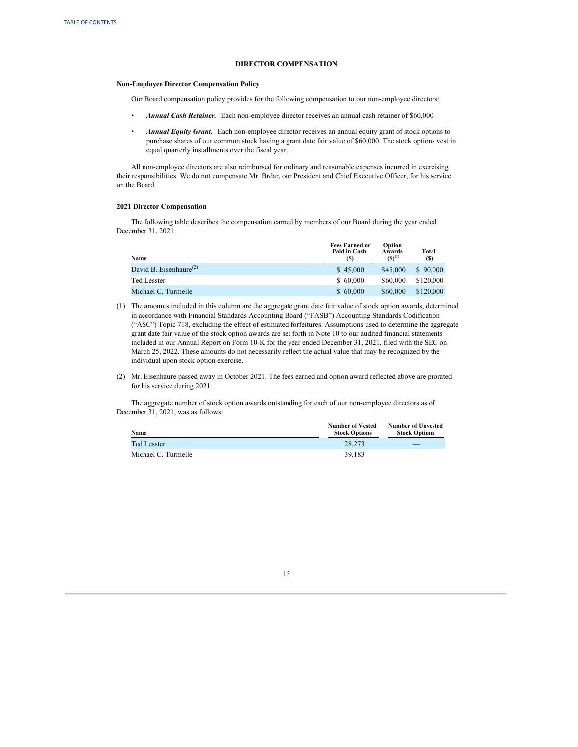## DIRECTOR COMPENSATION

### Non-Employee Director Compensation Policy

Our Board compensation policy provides for the following compensation to our non-employee directors:

- ***Annual Cash Retainer.*** Each non-employee director receives an annual cash retainer of $60,000.
- ***Annual Equity Grant.*** Each non-employee director receives an annual equity grant of stock options to purchase shares of our common stock having a grant date fair value of $60,000. The stock options vest in equal quarterly installments over the fiscal year.

All non-employee directors are also reimbursed for ordinary and reasonable expenses incurred in exercising their responsibilities. We do not compensate Mr. Brdar, our President and Chief Executive Officer, for his service on the Board.

### 2021 Director Compensation

The following table describes the compensation earned by members of our Board during the year ended December 31, 2021:

| Name | Fees Earned or Paid in Cash ($) | Option Awards ($)[1] | Total ($) |
|---|---|---|---|
| David B. Eisenhaure[2] | $ 45,000 | $45,000 | $ 90,000 |
| Ted Lesster | $ 60,000 | $60,000 | $120,000 |
| Michael C. Turmelle | $ 60,000 | $60,000 | $120,000 |

(1) The amounts included in this column are the aggregate grant date fair value of stock option awards, determined in accordance with Financial Standards Accounting Board ("FASB") Accounting Standards Codification ("ASC") Topic 718, excluding the effect of estimated forfeitures. Assumptions used to determine the aggregate grant date fair value of the stock option awards are set forth in Note 10 to our audited financial statements included in our Annual Report on Form 10-K for the year ended December 31, 2021, filed with the SEC on March 25, 2022. These amounts do not necessarily reflect the actual value that may be recognized by the individual upon stock option exercise.

(2) Mr. Eisenhaure passed away in October 2021. The fees earned and option award reflected above are prorated for his service during 2021.

The aggregate number of stock option awards outstanding for each of our non-employee directors as of December 31, 2021, was as follows:

| Name | Number of Vested Stock Options | Number of Unvested Stock Options |
|---|---|---|
| Ted Lesster | 28,273 | — |
| Michael C. Turmelle | 39,183 | — |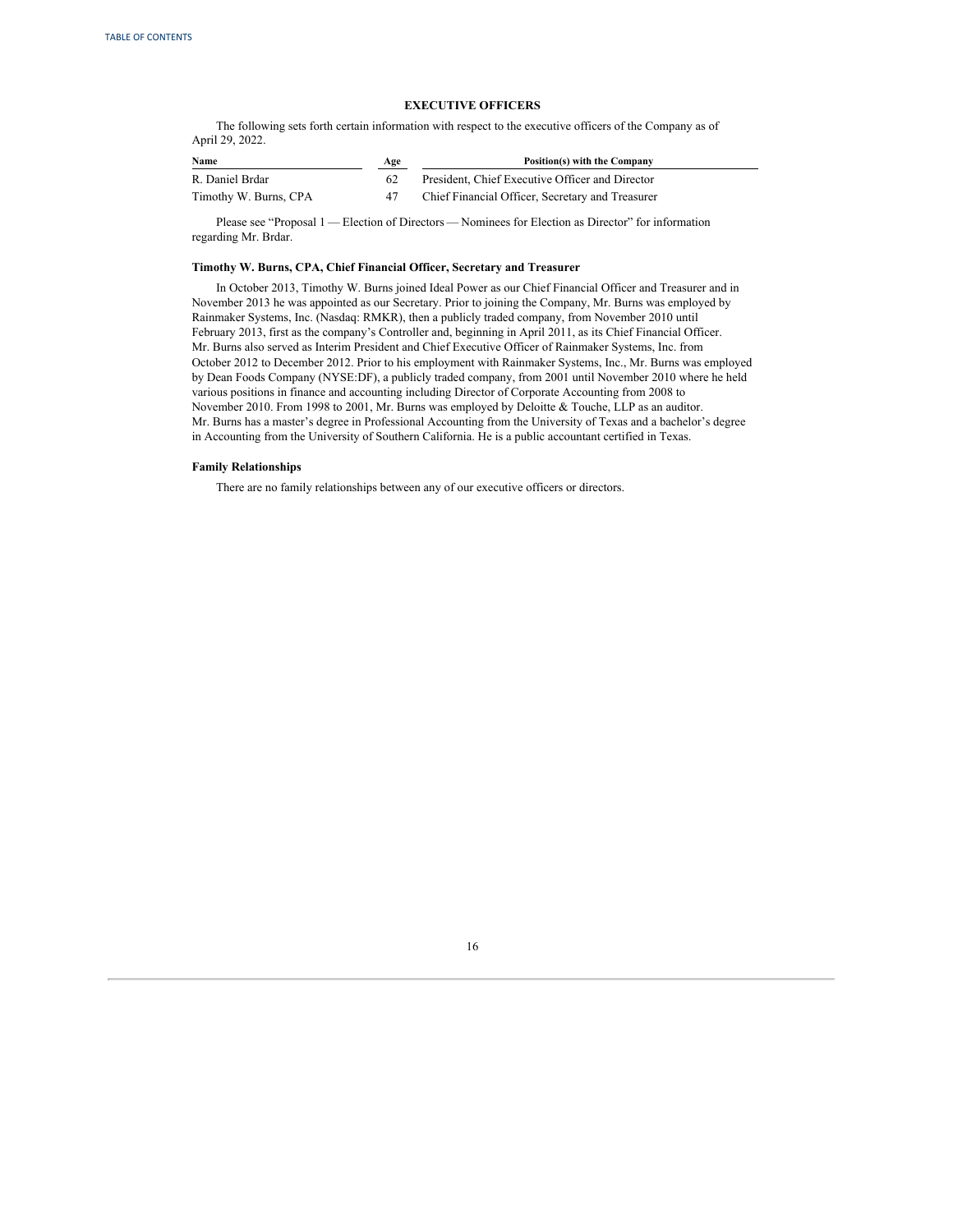## EXECUTIVE OFFICERS

The following sets forth certain information with respect to the executive officers of the Company as of April 29, 2022.

| Name | Age | Position(s) with the Company |
|---|---|---|
| R. Daniel Brdar | 62 | President, Chief Executive Officer and Director |
| Timothy W. Burns, CPA | 47 | Chief Financial Officer, Secretary and Treasurer |

Please see "Proposal 1 — Election of Directors — Nominees for Election as Director" for information regarding Mr. Brdar.

**Timothy W. Burns, CPA, Chief Financial Officer, Secretary and Treasurer**

In October 2013, Timothy W. Burns joined Ideal Power as our Chief Financial Officer and Treasurer and in November 2013 he was appointed as our Secretary. Prior to joining the Company, Mr. Burns was employed by Rainmaker Systems, Inc. (Nasdaq: RMKR), then a publicly traded company, from November 2010 until February 2013, first as the company's Controller and, beginning in April 2011, as its Chief Financial Officer. Mr. Burns also served as Interim President and Chief Executive Officer of Rainmaker Systems, Inc. from October 2012 to December 2012. Prior to his employment with Rainmaker Systems, Inc., Mr. Burns was employed by Dean Foods Company (NYSE:DF), a publicly traded company, from 2001 until November 2010 where he held various positions in finance and accounting including Director of Corporate Accounting from 2008 to November 2010. From 1998 to 2001, Mr. Burns was employed by Deloitte & Touche, LLP as an auditor. Mr. Burns has a master's degree in Professional Accounting from the University of Texas and a bachelor's degree in Accounting from the University of Southern California. He is a public accountant certified in Texas.

**Family Relationships**

There are no family relationships between any of our executive officers or directors.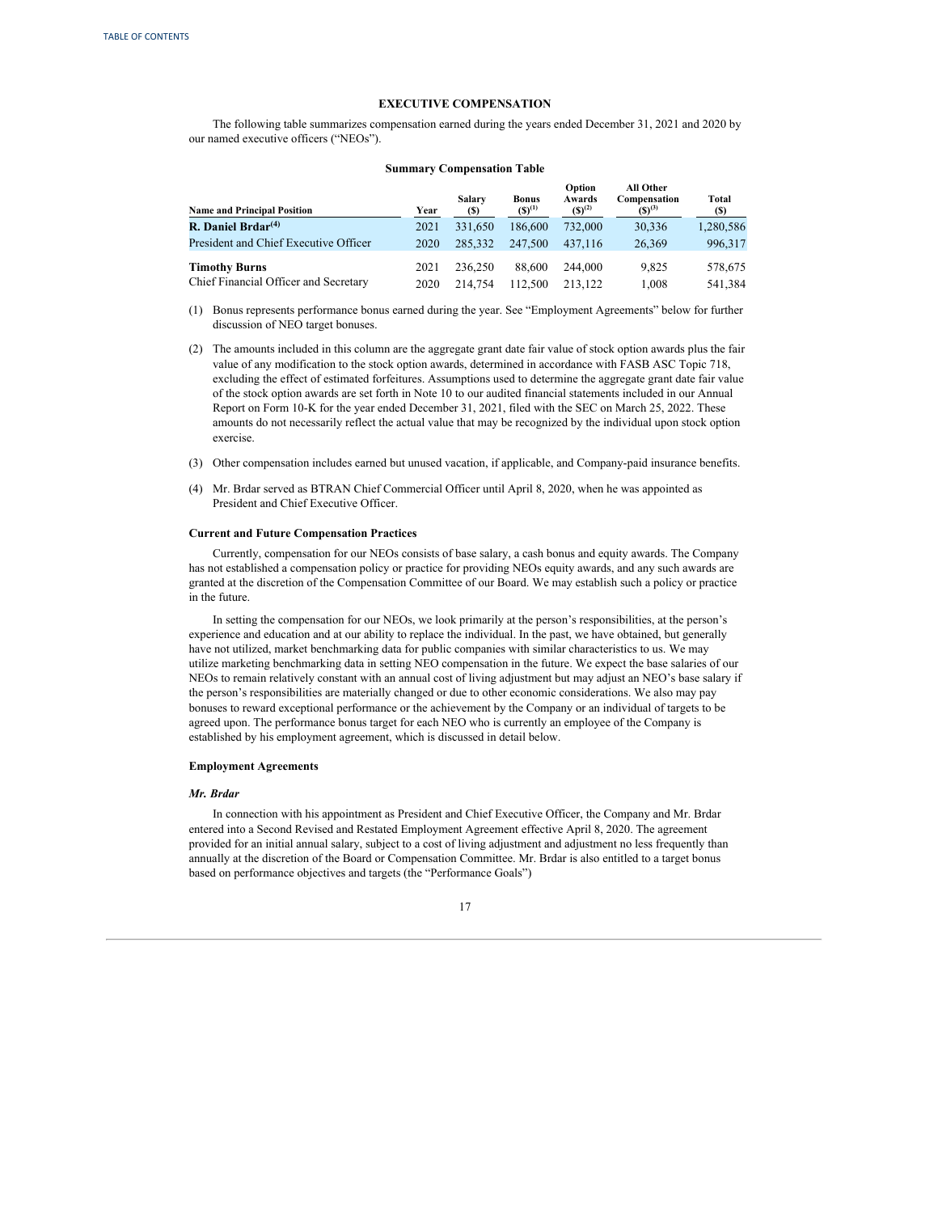## EXECUTIVE COMPENSATION

The following table summarizes compensation earned during the years ended December 31, 2021 and 2020 by our named executive officers ("NEOs").

**Summary Compensation Table**

| Name and Principal Position | Year | Salary ($) | Bonus ($)[(1)] | Option Awards ($)[(2)] | All Other Compensation ($)[(3)] | Total ($) |
|---|---|---|---|---|---|---|
| **R. Daniel Brdar[(4)]** | 2021 | 331,650 | 186,600 | 732,000 | 30,336 | 1,280,586 |
| President and Chief Executive Officer | 2020 | 285,332 | 247,500 | 437,116 | 26,369 | 996,317 |
| **Timothy Burns** | 2021 | 236,250 | 88,600 | 244,000 | 9,825 | 578,675 |
| Chief Financial Officer and Secretary | 2020 | 214,754 | 112,500 | 213,122 | 1,008 | 541,384 |

(1) Bonus represents performance bonus earned during the year. See "Employment Agreements" below for further discussion of NEO target bonuses.

(2) The amounts included in this column are the aggregate grant date fair value of stock option awards plus the fair value of any modification to the stock option awards, determined in accordance with FASB ASC Topic 718, excluding the effect of estimated forfeitures. Assumptions used to determine the aggregate grant date fair value of the stock option awards are set forth in Note 10 to our audited financial statements included in our Annual Report on Form 10-K for the year ended December 31, 2021, filed with the SEC on March 25, 2022. These amounts do not necessarily reflect the actual value that may be recognized by the individual upon stock option exercise.

(3) Other compensation includes earned but unused vacation, if applicable, and Company-paid insurance benefits.

(4) Mr. Brdar served as BTRAN Chief Commercial Officer until April 8, 2020, when he was appointed as President and Chief Executive Officer.

### Current and Future Compensation Practices

Currently, compensation for our NEOs consists of base salary, a cash bonus and equity awards. The Company has not established a compensation policy or practice for providing NEOs equity awards, and any such awards are granted at the discretion of the Compensation Committee of our Board. We may establish such a policy or practice in the future.

In setting the compensation for our NEOs, we look primarily at the person's responsibilities, at the person's experience and education and at our ability to replace the individual. In the past, we have obtained, but generally have not utilized, market benchmarking data for public companies with similar characteristics to us. We may utilize marketing benchmarking data in setting NEO compensation in the future. We expect the base salaries of our NEOs to remain relatively constant with an annual cost of living adjustment but may adjust an NEO's base salary if the person's responsibilities are materially changed or due to other economic considerations. We also may pay bonuses to reward exceptional performance or the achievement by the Company or an individual of targets to be agreed upon. The performance bonus target for each NEO who is currently an employee of the Company is established by his employment agreement, which is discussed in detail below.

### Employment Agreements

#### *Mr. Brdar*

In connection with his appointment as President and Chief Executive Officer, the Company and Mr. Brdar entered into a Second Revised and Restated Employment Agreement effective April 8, 2020. The agreement provided for an initial annual salary, subject to a cost of living adjustment and adjustment no less frequently than annually at the discretion of the Board or Compensation Committee. Mr. Brdar is also entitled to a target bonus based on performance objectives and targets (the "Performance Goals")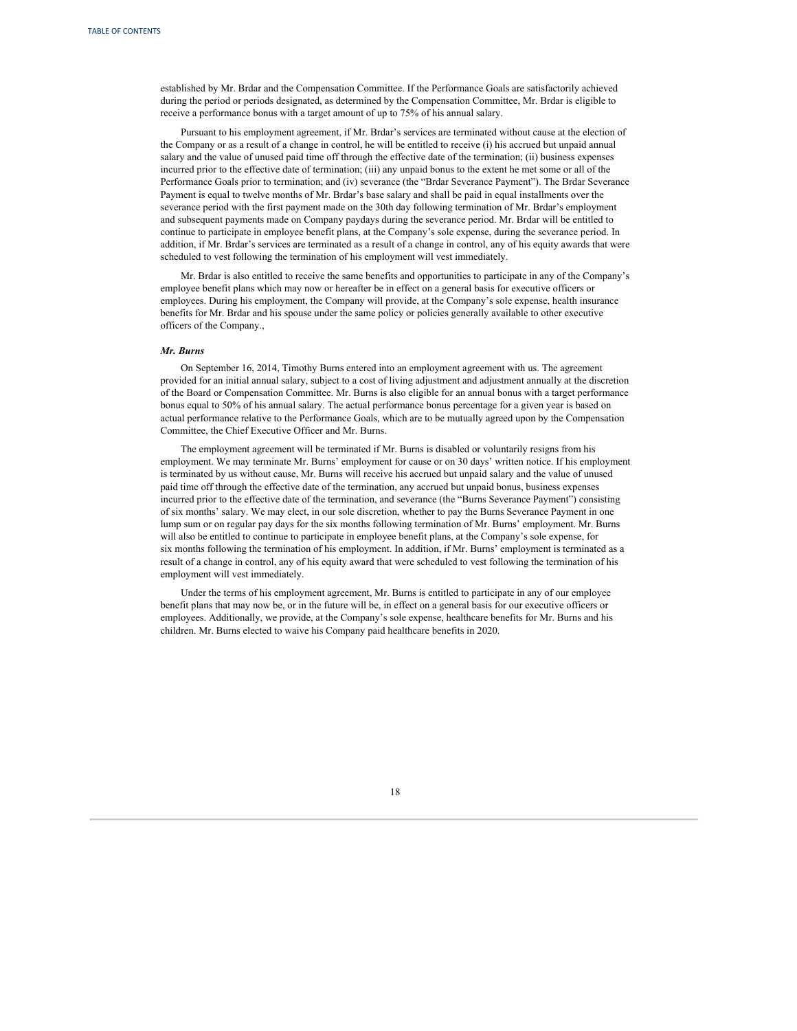established by Mr. Brdar and the Compensation Committee. If the Performance Goals are satisfactorily achieved during the period or periods designated, as determined by the Compensation Committee, Mr. Brdar is eligible to receive a performance bonus with a target amount of up to 75% of his annual salary.

Pursuant to his employment agreement, if Mr. Brdar's services are terminated without cause at the election of the Company or as a result of a change in control, he will be entitled to receive (i) his accrued but unpaid annual salary and the value of unused paid time off through the effective date of the termination; (ii) business expenses incurred prior to the effective date of termination; (iii) any unpaid bonus to the extent he met some or all of the Performance Goals prior to termination; and (iv) severance (the "Brdar Severance Payment"). The Brdar Severance Payment is equal to twelve months of Mr. Brdar's base salary and shall be paid in equal installments over the severance period with the first payment made on the 30th day following termination of Mr. Brdar's employment and subsequent payments made on Company paydays during the severance period. Mr. Brdar will be entitled to continue to participate in employee benefit plans, at the Company's sole expense, during the severance period. In addition, if Mr. Brdar's services are terminated as a result of a change in control, any of his equity awards that were scheduled to vest following the termination of his employment will vest immediately.

Mr. Brdar is also entitled to receive the same benefits and opportunities to participate in any of the Company's employee benefit plans which may now or hereafter be in effect on a general basis for executive officers or employees. During his employment, the Company will provide, at the Company's sole expense, health insurance benefits for Mr. Brdar and his spouse under the same policy or policies generally available to other executive officers of the Company.,

***Mr. Burns***

On September 16, 2014, Timothy Burns entered into an employment agreement with us. The agreement provided for an initial annual salary, subject to a cost of living adjustment and adjustment annually at the discretion of the Board or Compensation Committee. Mr. Burns is also eligible for an annual bonus with a target performance bonus equal to 50% of his annual salary. The actual performance bonus percentage for a given year is based on actual performance relative to the Performance Goals, which are to be mutually agreed upon by the Compensation Committee, the Chief Executive Officer and Mr. Burns.

The employment agreement will be terminated if Mr. Burns is disabled or voluntarily resigns from his employment. We may terminate Mr. Burns' employment for cause or on 30 days' written notice. If his employment is terminated by us without cause, Mr. Burns will receive his accrued but unpaid salary and the value of unused paid time off through the effective date of the termination, any accrued but unpaid bonus, business expenses incurred prior to the effective date of the termination, and severance (the "Burns Severance Payment") consisting of six months' salary. We may elect, in our sole discretion, whether to pay the Burns Severance Payment in one lump sum or on regular pay days for the six months following termination of Mr. Burns' employment. Mr. Burns will also be entitled to continue to participate in employee benefit plans, at the Company's sole expense, for six months following the termination of his employment. In addition, if Mr. Burns' employment is terminated as a result of a change in control, any of his equity award that were scheduled to vest following the termination of his employment will vest immediately.

Under the terms of his employment agreement, Mr. Burns is entitled to participate in any of our employee benefit plans that may now be, or in the future will be, in effect on a general basis for our executive officers or employees. Additionally, we provide, at the Company's sole expense, healthcare benefits for Mr. Burns and his children. Mr. Burns elected to waive his Company paid healthcare benefits in 2020.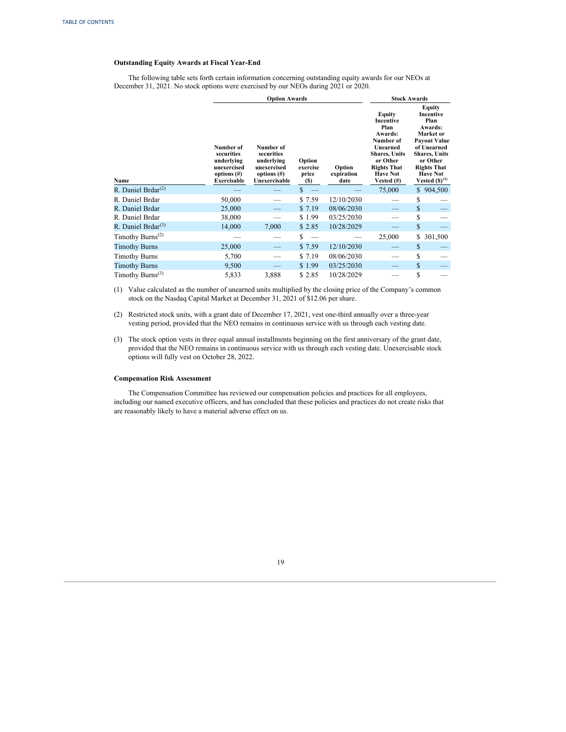### Outstanding Equity Awards at Fiscal Year-End

The following table sets forth certain information concerning outstanding equity awards for our NEOs at December 31, 2021. No stock options were exercised by our NEOs during 2021 or 2020.

| | Option Awards | | | | Stock Awards | |
|---|---|---|---|---|---|---|
| Name | Number of securities underlying unexercised options (#) Exercisable | Number of securities underlying unexercised options (#) Unexercisable | Option exercise price ($) | Option expiration date | Equity Incentive Plan Awards: Number of Unearned Shares, Units or Other Rights That Have Not Vested (#) | Equity Incentive Plan Awards: Market or Payout Value of Unearned Shares, Units or Other Rights That Have Not Vested ($)[(1)] |
| R. Daniel Brdar[(2)] | — | — | $ — | — | 75,000 | $ 904,500 |
| R. Daniel Brdar | 50,000 | — | $ 7.59 | 12/10/2030 | — | $ — |
| R. Daniel Brdar | 25,000 | — | $ 7.19 | 08/06/2030 | — | $ — |
| R. Daniel Brdar | 38,000 | — | $ 1.99 | 03/25/2030 | — | $ — |
| R. Daniel Brdar[(3)] | 14,000 | 7,000 | $ 2.85 | 10/28/2029 | — | $ — |
| Timothy Burns[(2)] | — | — | $ — | — | 25,000 | $ 301,500 |
| Timothy Burns | 25,000 | — | $ 7.59 | 12/10/2030 | — | $ — |
| Timothy Burns | 5,700 | — | $ 7.19 | 08/06/2030 | — | $ — |
| Timothy Burns | 9,500 | — | $ 1.99 | 03/25/2030 | — | $ — |
| Timothy Burns[(3)] | 5,833 | 3,888 | $ 2.85 | 10/28/2029 | — | $ — |

(1) Value calculated as the number of unearned units multiplied by the closing price of the Company's common stock on the Nasdaq Capital Market at December 31, 2021 of $12.06 per share.

(2) Restricted stock units, with a grant date of December 17, 2021, vest one-third annually over a three-year vesting period, provided that the NEO remains in continuous service with us through each vesting date.

(3) The stock option vests in three equal annual installments beginning on the first anniversary of the grant date, provided that the NEO remains in continuous service with us through each vesting date. Unexercisable stock options will fully vest on October 28, 2022.

### Compensation Risk Assessment

The Compensation Committee has reviewed our compensation policies and practices for all employees, including our named executive officers, and has concluded that these policies and practices do not create risks that are reasonably likely to have a material adverse effect on us.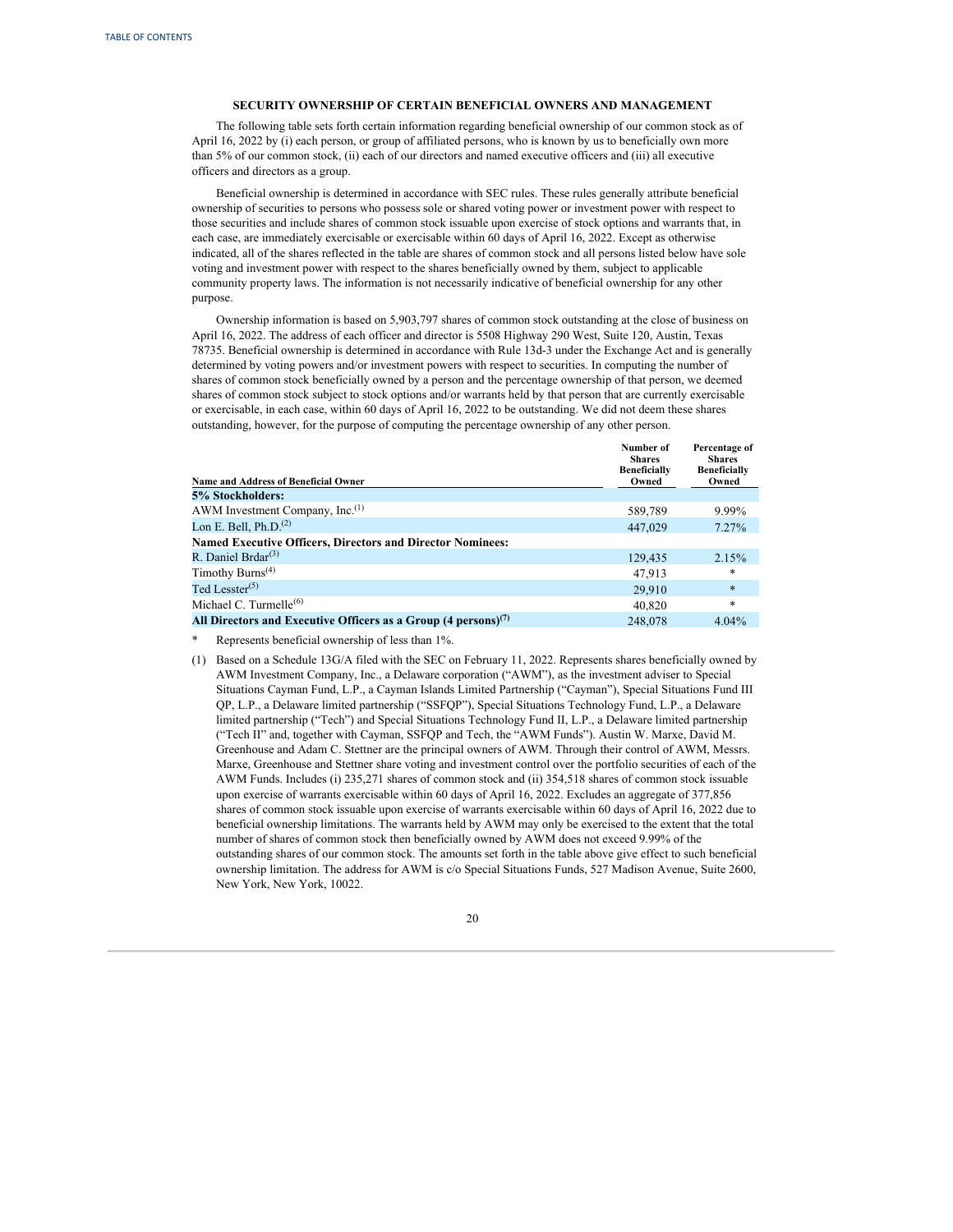## SECURITY OWNERSHIP OF CERTAIN BENEFICIAL OWNERS AND MANAGEMENT

The following table sets forth certain information regarding beneficial ownership of our common stock as of April 16, 2022 by (i) each person, or group of affiliated persons, who is known by us to beneficially own more than 5% of our common stock, (ii) each of our directors and named executive officers and (iii) all executive officers and directors as a group.

Beneficial ownership is determined in accordance with SEC rules. These rules generally attribute beneficial ownership of securities to persons who possess sole or shared voting power or investment power with respect to those securities and include shares of common stock issuable upon exercise of stock options and warrants that, in each case, are immediately exercisable or exercisable within 60 days of April 16, 2022. Except as otherwise indicated, all of the shares reflected in the table are shares of common stock and all persons listed below have sole voting and investment power with respect to the shares beneficially owned by them, subject to applicable community property laws. The information is not necessarily indicative of beneficial ownership for any other purpose.

Ownership information is based on 5,903,797 shares of common stock outstanding at the close of business on April 16, 2022. The address of each officer and director is 5508 Highway 290 West, Suite 120, Austin, Texas 78735. Beneficial ownership is determined in accordance with Rule 13d-3 under the Exchange Act and is generally determined by voting powers and/or investment powers with respect to securities. In computing the number of shares of common stock beneficially owned by a person and the percentage ownership of that person, we deemed shares of common stock subject to stock options and/or warrants held by that person that are currently exercisable or exercisable, in each case, within 60 days of April 16, 2022 to be outstanding. We did not deem these shares outstanding, however, for the purpose of computing the percentage ownership of any other person.

| Name and Address of Beneficial Owner | Number of Shares Beneficially Owned | Percentage of Shares Beneficially Owned |
|---|---|---|
| **5% Stockholders:** | | |
| AWM Investment Company, Inc.(1) | 589,789 | 9.99% |
| Lon E. Bell, Ph.D.(2) | 447,029 | 7.27% |
| **Named Executive Officers, Directors and Director Nominees:** | | |
| R. Daniel Brdar(3) | 129,435 | 2.15% |
| Timothy Burns(4) | 47,913 | * |
| Ted Lesster(5) | 29,910 | * |
| Michael C. Turmelle(6) | 40,820 | * |
| **All Directors and Executive Officers as a Group (4 persons)(7)** | 248,078 | 4.04% |

\* Represents beneficial ownership of less than 1%.

(1) Based on a Schedule 13G/A filed with the SEC on February 11, 2022. Represents shares beneficially owned by AWM Investment Company, Inc., a Delaware corporation ("AWM"), as the investment adviser to Special Situations Cayman Fund, L.P., a Cayman Islands Limited Partnership ("Cayman"), Special Situations Fund III QP, L.P., a Delaware limited partnership ("SSFQP"), Special Situations Technology Fund, L.P., a Delaware limited partnership ("Tech") and Special Situations Technology Fund II, L.P., a Delaware limited partnership ("Tech II" and, together with Cayman, SSFQP and Tech, the "AWM Funds"). Austin W. Marxe, David M. Greenhouse and Adam C. Stettner are the principal owners of AWM. Through their control of AWM, Messrs. Marxe, Greenhouse and Stettner share voting and investment control over the portfolio securities of each of the AWM Funds. Includes (i) 235,271 shares of common stock and (ii) 354,518 shares of common stock issuable upon exercise of warrants exercisable within 60 days of April 16, 2022. Excludes an aggregate of 377,856 shares of common stock issuable upon exercise of warrants exercisable within 60 days of April 16, 2022 due to beneficial ownership limitations. The warrants held by AWM may only be exercised to the extent that the total number of shares of common stock then beneficially owned by AWM does not exceed 9.99% of the outstanding shares of our common stock. The amounts set forth in the table above give effect to such beneficial ownership limitation. The address for AWM is c/o Special Situations Funds, 527 Madison Avenue, Suite 2600, New York, New York, 10022.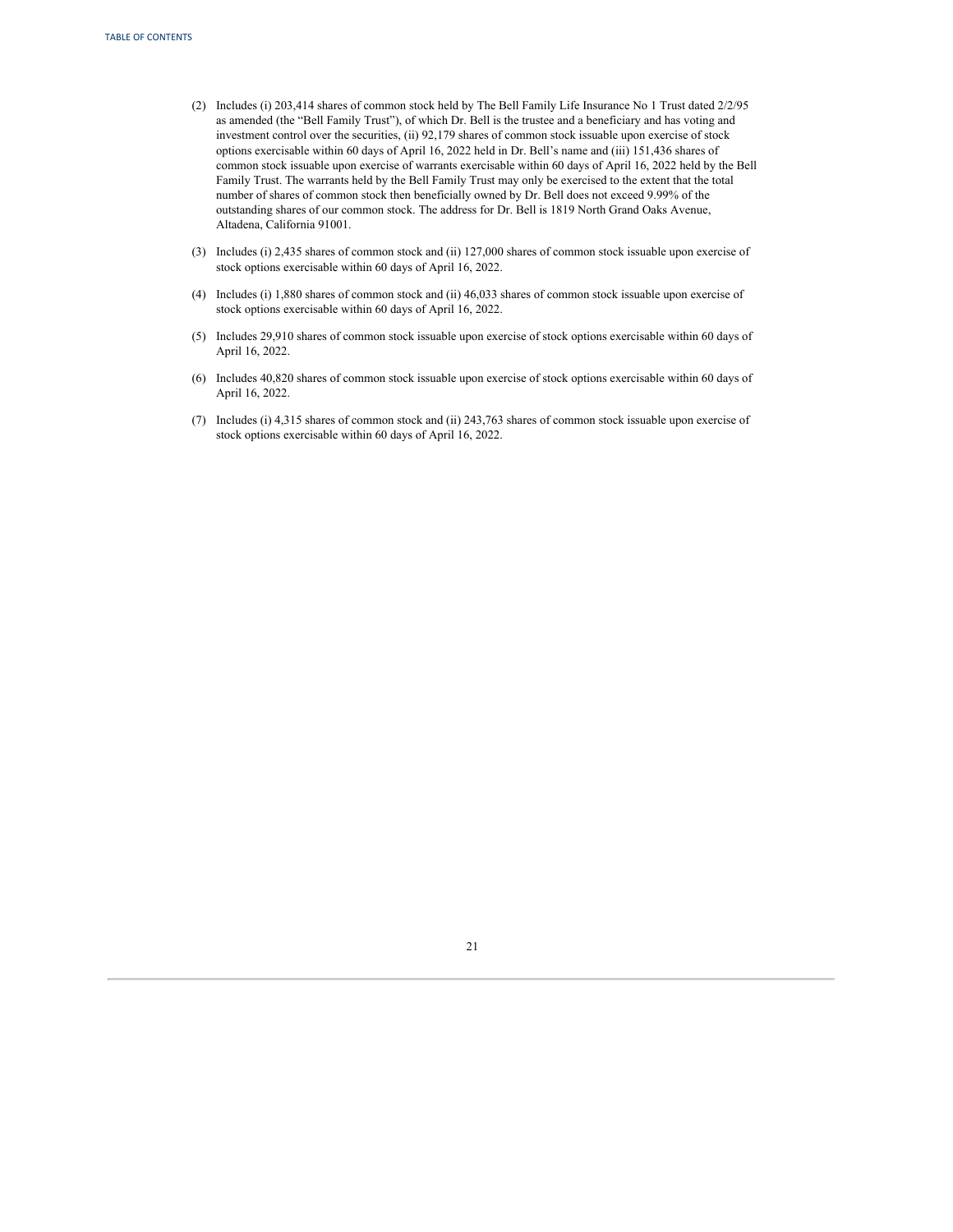(2) Includes (i) 203,414 shares of common stock held by The Bell Family Life Insurance No 1 Trust dated 2/2/95 as amended (the "Bell Family Trust"), of which Dr. Bell is the trustee and a beneficiary and has voting and investment control over the securities, (ii) 92,179 shares of common stock issuable upon exercise of stock options exercisable within 60 days of April 16, 2022 held in Dr. Bell's name and (iii) 151,436 shares of common stock issuable upon exercise of warrants exercisable within 60 days of April 16, 2022 held by the Bell Family Trust. The warrants held by the Bell Family Trust may only be exercised to the extent that the total number of shares of common stock then beneficially owned by Dr. Bell does not exceed 9.99% of the outstanding shares of our common stock. The address for Dr. Bell is 1819 North Grand Oaks Avenue, Altadena, California 91001.

(3) Includes (i) 2,435 shares of common stock and (ii) 127,000 shares of common stock issuable upon exercise of stock options exercisable within 60 days of April 16, 2022.

(4) Includes (i) 1,880 shares of common stock and (ii) 46,033 shares of common stock issuable upon exercise of stock options exercisable within 60 days of April 16, 2022.

(5) Includes 29,910 shares of common stock issuable upon exercise of stock options exercisable within 60 days of April 16, 2022.

(6) Includes 40,820 shares of common stock issuable upon exercise of stock options exercisable within 60 days of April 16, 2022.

(7) Includes (i) 4,315 shares of common stock and (ii) 243,763 shares of common stock issuable upon exercise of stock options exercisable within 60 days of April 16, 2022.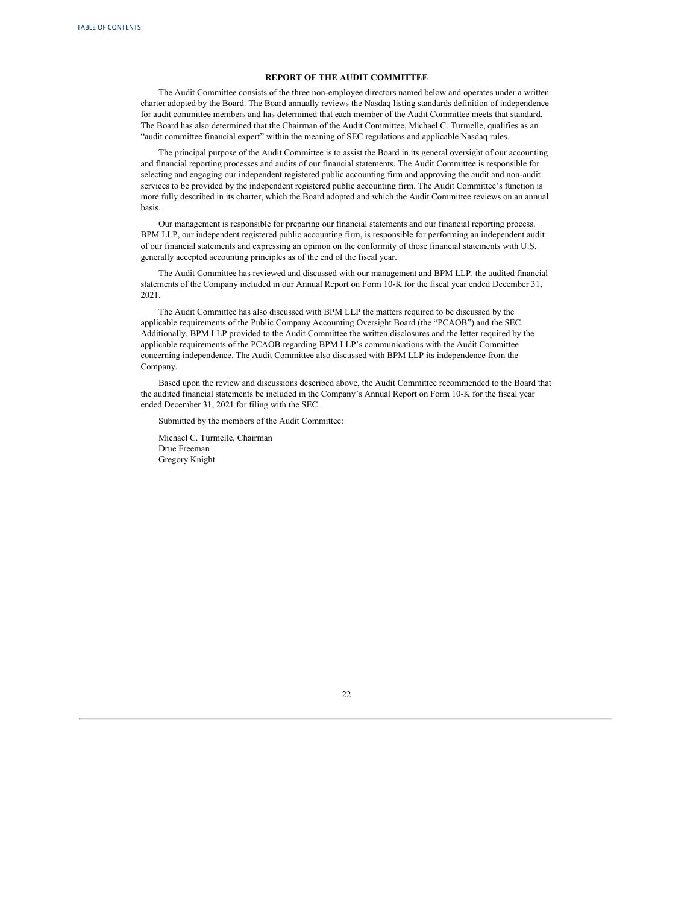## REPORT OF THE AUDIT COMMITTEE

The Audit Committee consists of the three non-employee directors named below and operates under a written charter adopted by the Board. The Board annually reviews the Nasdaq listing standards definition of independence for audit committee members and has determined that each member of the Audit Committee meets that standard. The Board has also determined that the Chairman of the Audit Committee, Michael C. Turmelle, qualifies as an "audit committee financial expert" within the meaning of SEC regulations and applicable Nasdaq rules.

The principal purpose of the Audit Committee is to assist the Board in its general oversight of our accounting and financial reporting processes and audits of our financial statements. The Audit Committee is responsible for selecting and engaging our independent registered public accounting firm and approving the audit and non-audit services to be provided by the independent registered public accounting firm. The Audit Committee's function is more fully described in its charter, which the Board adopted and which the Audit Committee reviews on an annual basis.

Our management is responsible for preparing our financial statements and our financial reporting process. BPM LLP, our independent registered public accounting firm, is responsible for performing an independent audit of our financial statements and expressing an opinion on the conformity of those financial statements with U.S. generally accepted accounting principles as of the end of the fiscal year.

The Audit Committee has reviewed and discussed with our management and BPM LLP. the audited financial statements of the Company included in our Annual Report on Form 10-K for the fiscal year ended December 31, 2021.

The Audit Committee has also discussed with BPM LLP the matters required to be discussed by the applicable requirements of the Public Company Accounting Oversight Board (the "PCAOB") and the SEC. Additionally, BPM LLP provided to the Audit Committee the written disclosures and the letter required by the applicable requirements of the PCAOB regarding BPM LLP's communications with the Audit Committee concerning independence. The Audit Committee also discussed with BPM LLP its independence from the Company.

Based upon the review and discussions described above, the Audit Committee recommended to the Board that the audited financial statements be included in the Company's Annual Report on Form 10-K for the fiscal year ended December 31, 2021 for filing with the SEC.

Submitted by the members of the Audit Committee:

Michael C. Turmelle, Chairman
Drue Freeman
Gregory Knight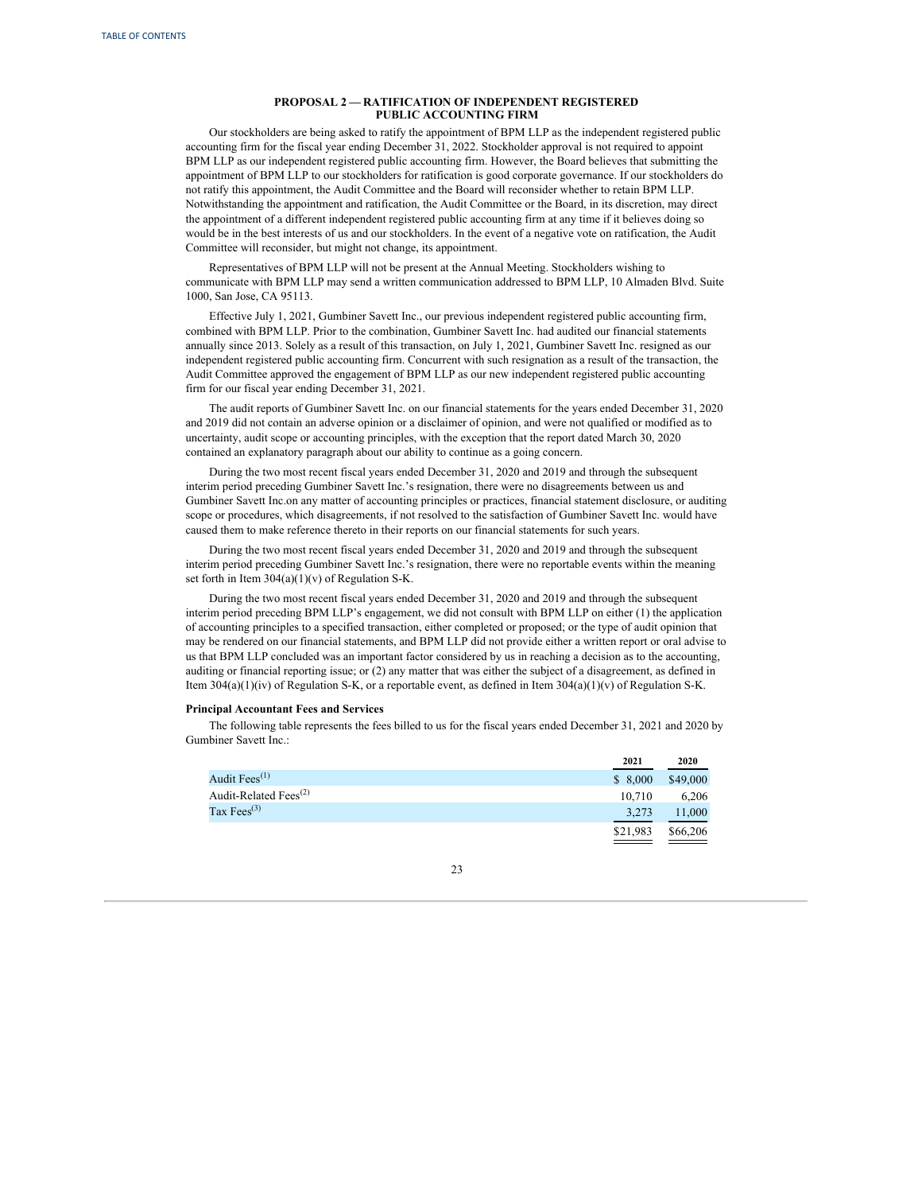## PROPOSAL 2 — RATIFICATION OF INDEPENDENT REGISTERED PUBLIC ACCOUNTING FIRM

Our stockholders are being asked to ratify the appointment of BPM LLP as the independent registered public accounting firm for the fiscal year ending December 31, 2022. Stockholder approval is not required to appoint BPM LLP as our independent registered public accounting firm. However, the Board believes that submitting the appointment of BPM LLP to our stockholders for ratification is good corporate governance. If our stockholders do not ratify this appointment, the Audit Committee and the Board will reconsider whether to retain BPM LLP. Notwithstanding the appointment and ratification, the Audit Committee or the Board, in its discretion, may direct the appointment of a different independent registered public accounting firm at any time if it believes doing so would be in the best interests of us and our stockholders. In the event of a negative vote on ratification, the Audit Committee will reconsider, but might not change, its appointment.

Representatives of BPM LLP will not be present at the Annual Meeting. Stockholders wishing to communicate with BPM LLP may send a written communication addressed to BPM LLP, 10 Almaden Blvd. Suite 1000, San Jose, CA 95113.

Effective July 1, 2021, Gumbiner Savett Inc., our previous independent registered public accounting firm, combined with BPM LLP. Prior to the combination, Gumbiner Savett Inc. had audited our financial statements annually since 2013. Solely as a result of this transaction, on July 1, 2021, Gumbiner Savett Inc. resigned as our independent registered public accounting firm. Concurrent with such resignation as a result of the transaction, the Audit Committee approved the engagement of BPM LLP as our new independent registered public accounting firm for our fiscal year ending December 31, 2021.

The audit reports of Gumbiner Savett Inc. on our financial statements for the years ended December 31, 2020 and 2019 did not contain an adverse opinion or a disclaimer of opinion, and were not qualified or modified as to uncertainty, audit scope or accounting principles, with the exception that the report dated March 30, 2020 contained an explanatory paragraph about our ability to continue as a going concern.

During the two most recent fiscal years ended December 31, 2020 and 2019 and through the subsequent interim period preceding Gumbiner Savett Inc.'s resignation, there were no disagreements between us and Gumbiner Savett Inc.on any matter of accounting principles or practices, financial statement disclosure, or auditing scope or procedures, which disagreements, if not resolved to the satisfaction of Gumbiner Savett Inc. would have caused them to make reference thereto in their reports on our financial statements for such years.

During the two most recent fiscal years ended December 31, 2020 and 2019 and through the subsequent interim period preceding Gumbiner Savett Inc.'s resignation, there were no reportable events within the meaning set forth in Item 304(a)(1)(v) of Regulation S-K.

During the two most recent fiscal years ended December 31, 2020 and 2019 and through the subsequent interim period preceding BPM LLP's engagement, we did not consult with BPM LLP on either (1) the application of accounting principles to a specified transaction, either completed or proposed; or the type of audit opinion that may be rendered on our financial statements, and BPM LLP did not provide either a written report or oral advise to us that BPM LLP concluded was an important factor considered by us in reaching a decision as to the accounting, auditing or financial reporting issue; or (2) any matter that was either the subject of a disagreement, as defined in Item 304(a)(1)(iv) of Regulation S-K, or a reportable event, as defined in Item 304(a)(1)(v) of Regulation S-K.

### Principal Accountant Fees and Services

The following table represents the fees billed to us for the fiscal years ended December 31, 2021 and 2020 by Gumbiner Savett Inc.:

| | 2021 | 2020 |
|---|---|---|
| Audit Fees[(1)] | $ 8,000 | $49,000 |
| Audit-Related Fees[(2)] | 10,710 | 6,206 |
| Tax Fees[(3)] | 3,273 | 11,000 |
| | $21,983 | $66,206 |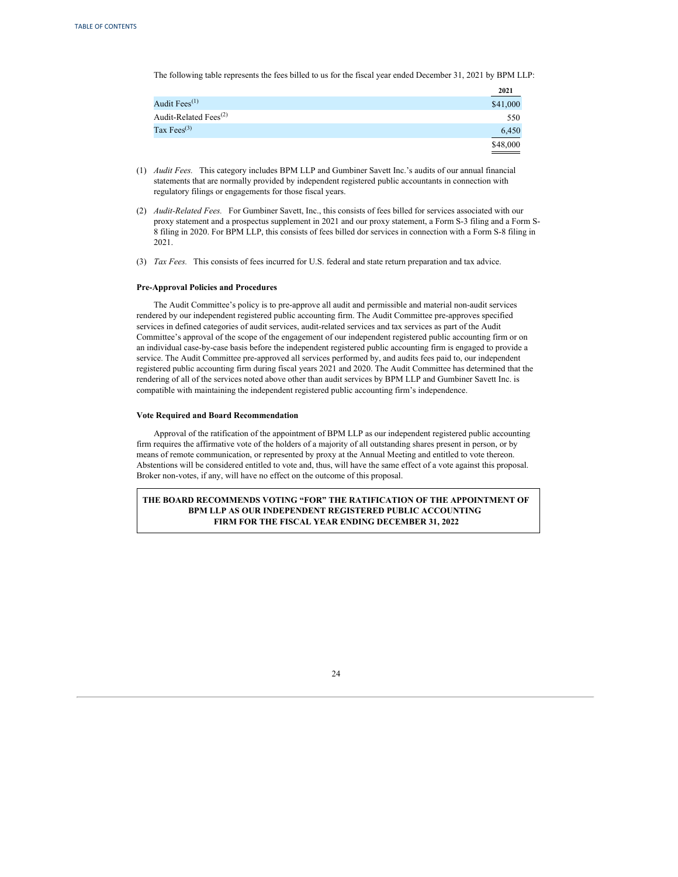The following table represents the fees billed to us for the fiscal year ended December 31, 2021 by BPM LLP:

| | 2021 |
|---|---|
| Audit Fees[(1)] | $41,000 |
| Audit-Related Fees[(2)] | 550 |
| Tax Fees[(3)] | 6,450 |
| | $48,000 |

(1) *Audit Fees.* This category includes BPM LLP and Gumbiner Savett Inc.'s audits of our annual financial statements that are normally provided by independent registered public accountants in connection with regulatory filings or engagements for those fiscal years.

(2) *Audit-Related Fees.* For Gumbiner Savett, Inc., this consists of fees billed for services associated with our proxy statement and a prospectus supplement in 2021 and our proxy statement, a Form S-3 filing and a Form S-8 filing in 2020. For BPM LLP, this consists of fees billed dor services in connection with a Form S-8 filing in 2021.

(3) *Tax Fees.* This consists of fees incurred for U.S. federal and state return preparation and tax advice.

**Pre-Approval Policies and Procedures**

The Audit Committee's policy is to pre-approve all audit and permissible and material non-audit services rendered by our independent registered public accounting firm. The Audit Committee pre-approves specified services in defined categories of audit services, audit-related services and tax services as part of the Audit Committee's approval of the scope of the engagement of our independent registered public accounting firm or on an individual case-by-case basis before the independent registered public accounting firm is engaged to provide a service. The Audit Committee pre-approved all services performed by, and audits fees paid to, our independent registered public accounting firm during fiscal years 2021 and 2020. The Audit Committee has determined that the rendering of all of the services noted above other than audit services by BPM LLP and Gumbiner Savett Inc. is compatible with maintaining the independent registered public accounting firm's independence.

**Vote Required and Board Recommendation**

Approval of the ratification of the appointment of BPM LLP as our independent registered public accounting firm requires the affirmative vote of the holders of a majority of all outstanding shares present in person, or by means of remote communication, or represented by proxy at the Annual Meeting and entitled to vote thereon. Abstentions will be considered entitled to vote and, thus, will have the same effect of a vote against this proposal. Broker non-votes, if any, will have no effect on the outcome of this proposal.

**THE BOARD RECOMMENDS VOTING "FOR" THE RATIFICATION OF THE APPOINTMENT OF BPM LLP AS OUR INDEPENDENT REGISTERED PUBLIC ACCOUNTING FIRM FOR THE FISCAL YEAR ENDING DECEMBER 31, 2022**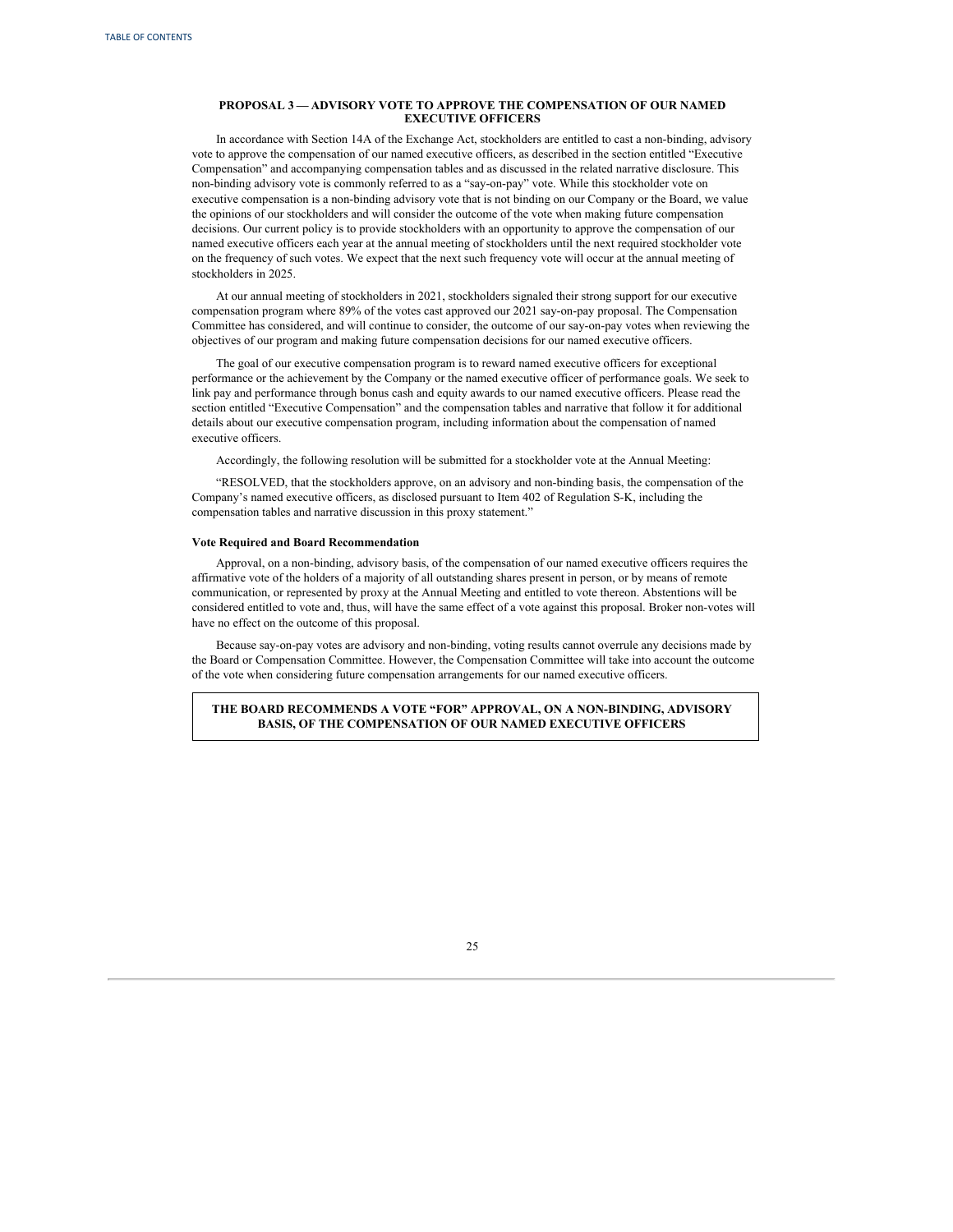## PROPOSAL 3 — ADVISORY VOTE TO APPROVE THE COMPENSATION OF OUR NAMED EXECUTIVE OFFICERS

In accordance with Section 14A of the Exchange Act, stockholders are entitled to cast a non-binding, advisory vote to approve the compensation of our named executive officers, as described in the section entitled "Executive Compensation" and accompanying compensation tables and as discussed in the related narrative disclosure. This non-binding advisory vote is commonly referred to as a "say-on-pay" vote. While this stockholder vote on executive compensation is a non-binding advisory vote that is not binding on our Company or the Board, we value the opinions of our stockholders and will consider the outcome of the vote when making future compensation decisions. Our current policy is to provide stockholders with an opportunity to approve the compensation of our named executive officers each year at the annual meeting of stockholders until the next required stockholder vote on the frequency of such votes. We expect that the next such frequency vote will occur at the annual meeting of stockholders in 2025.

At our annual meeting of stockholders in 2021, stockholders signaled their strong support for our executive compensation program where 89% of the votes cast approved our 2021 say-on-pay proposal. The Compensation Committee has considered, and will continue to consider, the outcome of our say-on-pay votes when reviewing the objectives of our program and making future compensation decisions for our named executive officers.

The goal of our executive compensation program is to reward named executive officers for exceptional performance or the achievement by the Company or the named executive officer of performance goals. We seek to link pay and performance through bonus cash and equity awards to our named executive officers. Please read the section entitled "Executive Compensation" and the compensation tables and narrative that follow it for additional details about our executive compensation program, including information about the compensation of named executive officers.

Accordingly, the following resolution will be submitted for a stockholder vote at the Annual Meeting:

"RESOLVED, that the stockholders approve, on an advisory and non-binding basis, the compensation of the Company's named executive officers, as disclosed pursuant to Item 402 of Regulation S-K, including the compensation tables and narrative discussion in this proxy statement."

### Vote Required and Board Recommendation

Approval, on a non-binding, advisory basis, of the compensation of our named executive officers requires the affirmative vote of the holders of a majority of all outstanding shares present in person, or by means of remote communication, or represented by proxy at the Annual Meeting and entitled to vote thereon. Abstentions will be considered entitled to vote and, thus, will have the same effect of a vote against this proposal. Broker non-votes will have no effect on the outcome of this proposal.

Because say-on-pay votes are advisory and non-binding, voting results cannot overrule any decisions made by the Board or Compensation Committee. However, the Compensation Committee will take into account the outcome of the vote when considering future compensation arrangements for our named executive officers.

**THE BOARD RECOMMENDS A VOTE "FOR" APPROVAL, ON A NON-BINDING, ADVISORY BASIS, OF THE COMPENSATION OF OUR NAMED EXECUTIVE OFFICERS**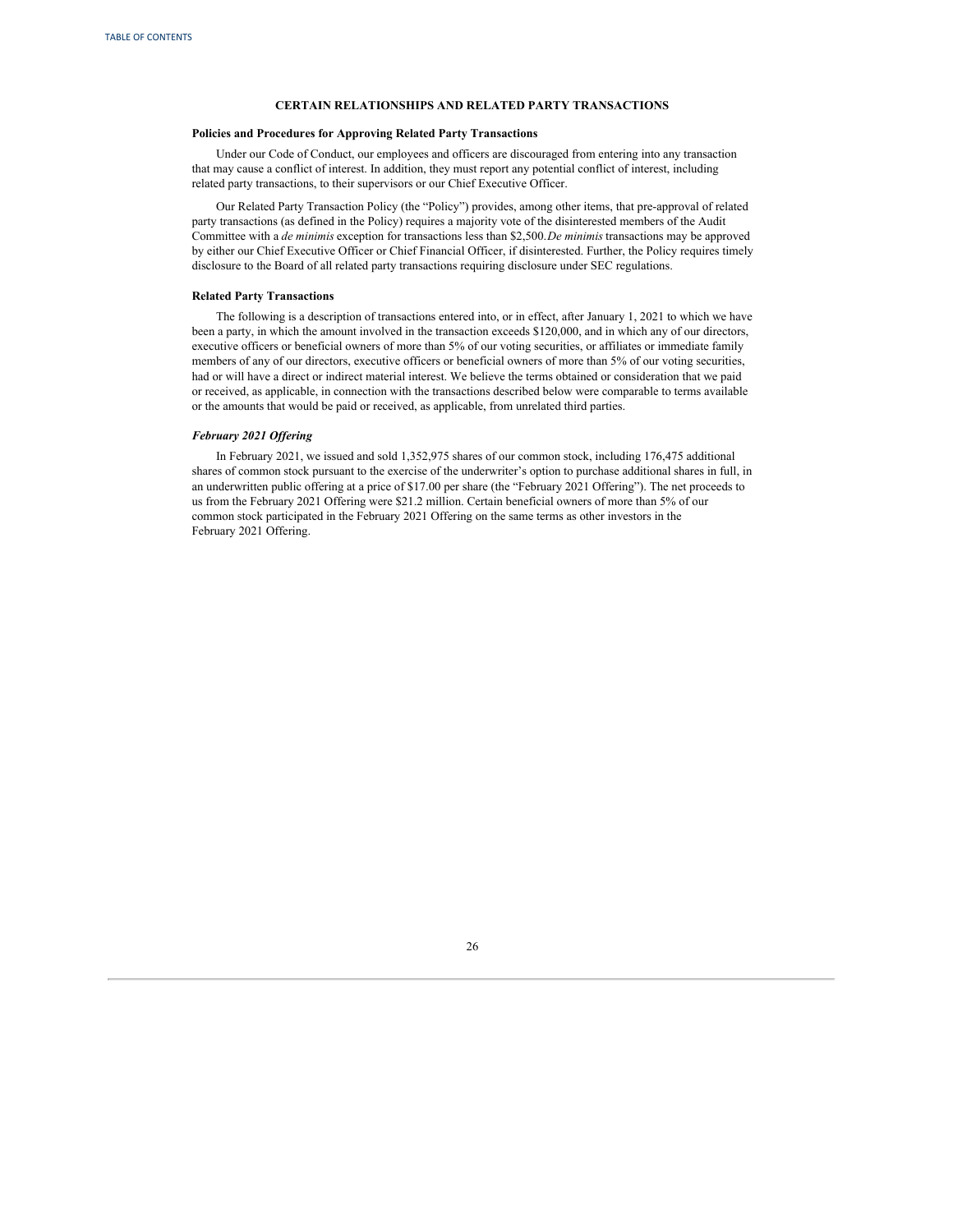## CERTAIN RELATIONSHIPS AND RELATED PARTY TRANSACTIONS

### Policies and Procedures for Approving Related Party Transactions

Under our Code of Conduct, our employees and officers are discouraged from entering into any transaction that may cause a conflict of interest. In addition, they must report any potential conflict of interest, including related party transactions, to their supervisors or our Chief Executive Officer.

Our Related Party Transaction Policy (the "Policy") provides, among other items, that pre-approval of related party transactions (as defined in the Policy) requires a majority vote of the disinterested members of the Audit Committee with a *de minimis* exception for transactions less than $2,500. *De minimis* transactions may be approved by either our Chief Executive Officer or Chief Financial Officer, if disinterested. Further, the Policy requires timely disclosure to the Board of all related party transactions requiring disclosure under SEC regulations.

### Related Party Transactions

The following is a description of transactions entered into, or in effect, after January 1, 2021 to which we have been a party, in which the amount involved in the transaction exceeds $120,000, and in which any of our directors, executive officers or beneficial owners of more than 5% of our voting securities, or affiliates or immediate family members of any of our directors, executive officers or beneficial owners of more than 5% of our voting securities, had or will have a direct or indirect material interest. We believe the terms obtained or consideration that we paid or received, as applicable, in connection with the transactions described below were comparable to terms available or the amounts that would be paid or received, as applicable, from unrelated third parties.

#### *February 2021 Offering*

In February 2021, we issued and sold 1,352,975 shares of our common stock, including 176,475 additional shares of common stock pursuant to the exercise of the underwriter's option to purchase additional shares in full, in an underwritten public offering at a price of $17.00 per share (the "February 2021 Offering"). The net proceeds to us from the February 2021 Offering were $21.2 million. Certain beneficial owners of more than 5% of our common stock participated in the February 2021 Offering on the same terms as other investors in the February 2021 Offering.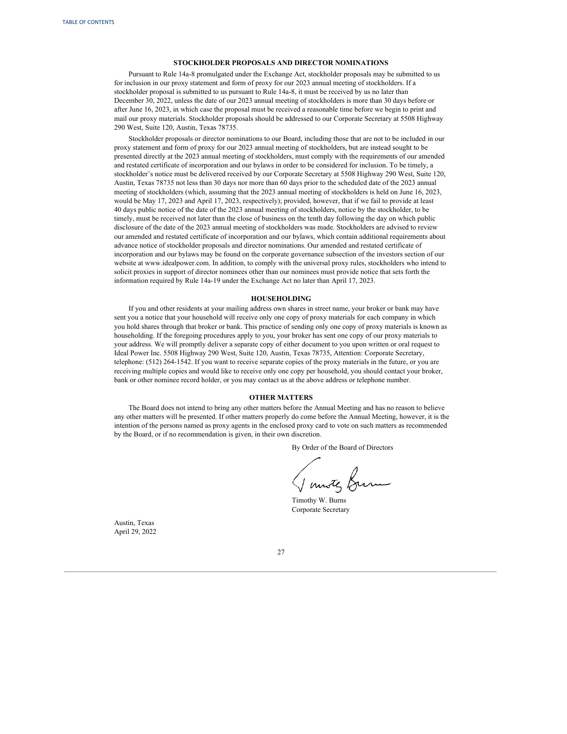## STOCKHOLDER PROPOSALS AND DIRECTOR NOMINATIONS

Pursuant to Rule 14a-8 promulgated under the Exchange Act, stockholder proposals may be submitted to us for inclusion in our proxy statement and form of proxy for our 2023 annual meeting of stockholders. If a stockholder proposal is submitted to us pursuant to Rule 14a-8, it must be received by us no later than December 30, 2022, unless the date of our 2023 annual meeting of stockholders is more than 30 days before or after June 16, 2023, in which case the proposal must be received a reasonable time before we begin to print and mail our proxy materials. Stockholder proposals should be addressed to our Corporate Secretary at 5508 Highway 290 West, Suite 120, Austin, Texas 78735.

Stockholder proposals or director nominations to our Board, including those that are not to be included in our proxy statement and form of proxy for our 2023 annual meeting of stockholders, but are instead sought to be presented directly at the 2023 annual meeting of stockholders, must comply with the requirements of our amended and restated certificate of incorporation and our bylaws in order to be considered for inclusion. To be timely, a stockholder's notice must be delivered received by our Corporate Secretary at 5508 Highway 290 West, Suite 120, Austin, Texas 78735 not less than 30 days nor more than 60 days prior to the scheduled date of the 2023 annual meeting of stockholders (which, assuming that the 2023 annual meeting of stockholders is held on June 16, 2023, would be May 17, 2023 and April 17, 2023, respectively); provided, however, that if we fail to provide at least 40 days public notice of the date of the 2023 annual meeting of stockholders, notice by the stockholder, to be timely, must be received not later than the close of business on the tenth day following the day on which public disclosure of the date of the 2023 annual meeting of stockholders was made. Stockholders are advised to review our amended and restated certificate of incorporation and our bylaws, which contain additional requirements about advance notice of stockholder proposals and director nominations. Our amended and restated certificate of incorporation and our bylaws may be found on the corporate governance subsection of the investors section of our website at www.idealpower.com. In addition, to comply with the universal proxy rules, stockholders who intend to solicit proxies in support of director nominees other than our nominees must provide notice that sets forth the information required by Rule 14a-19 under the Exchange Act no later than April 17, 2023.

## HOUSEHOLDING

If you and other residents at your mailing address own shares in street name, your broker or bank may have sent you a notice that your household will receive only one copy of proxy materials for each company in which you hold shares through that broker or bank. This practice of sending only one copy of proxy materials is known as householding. If the foregoing procedures apply to you, your broker has sent one copy of our proxy materials to your address. We will promptly deliver a separate copy of either document to you upon written or oral request to Ideal Power Inc. 5508 Highway 290 West, Suite 120, Austin, Texas 78735, Attention: Corporate Secretary, telephone: (512) 264-1542. If you want to receive separate copies of the proxy materials in the future, or you are receiving multiple copies and would like to receive only one copy per household, you should contact your broker, bank or other nominee record holder, or you may contact us at the above address or telephone number.

## OTHER MATTERS

The Board does not intend to bring any other matters before the Annual Meeting and has no reason to believe any other matters will be presented. If other matters properly do come before the Annual Meeting, however, it is the intention of the persons named as proxy agents in the enclosed proxy card to vote on such matters as recommended by the Board, or if no recommendation is given, in their own discretion.

By Order of the Board of Directors

Timothy W. Burns
Corporate Secretary

Austin, Texas
April 29, 2022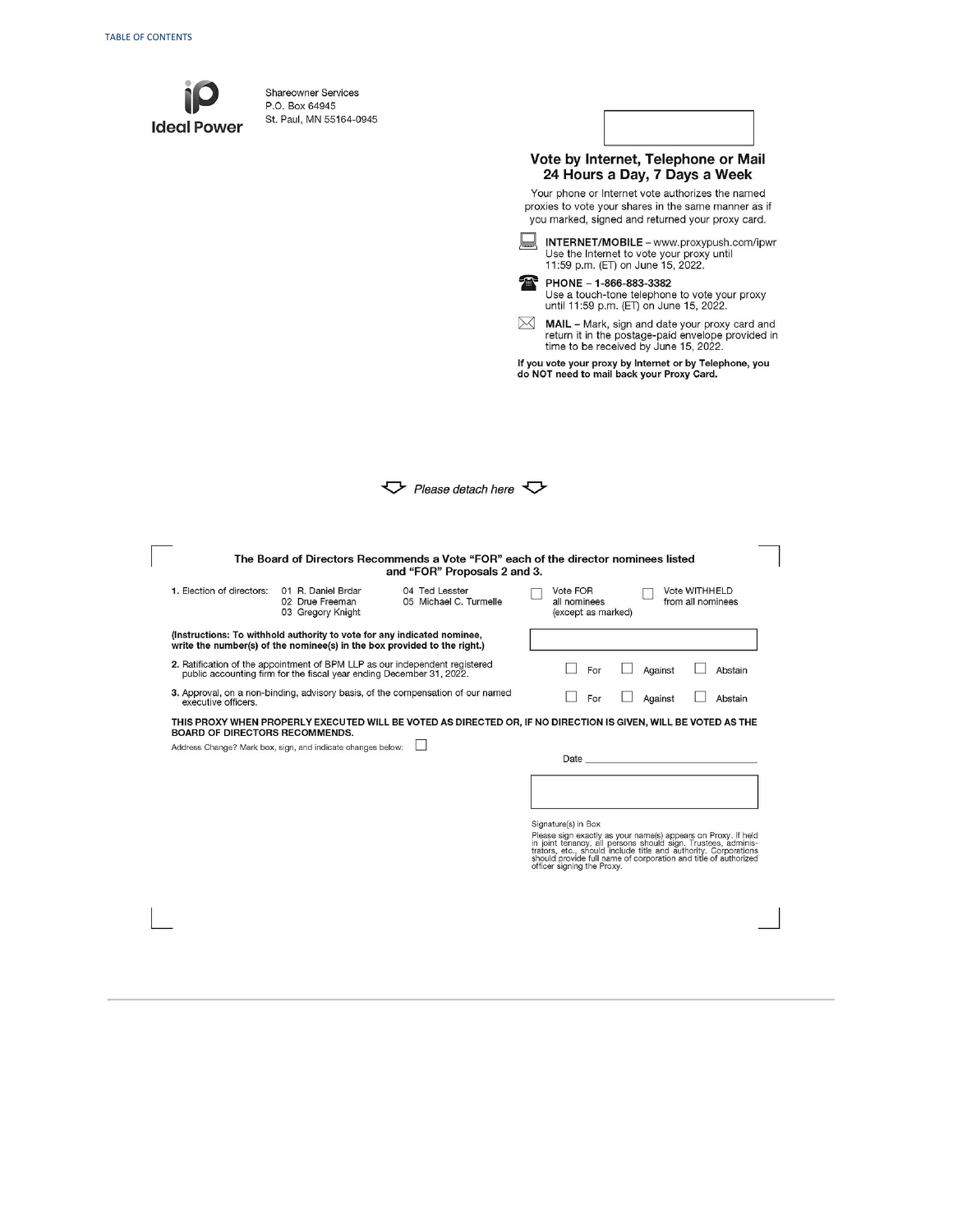Ideal Power

Shareowner Services
P.O. Box 64945
St. Paul, MN 55164-0945

## Vote by Internet, Telephone or Mail 24 Hours a Day, 7 Days a Week

Your phone or Internet vote authorizes the named proxies to vote your shares in the same manner as if you marked, signed and returned your proxy card.

**INTERNET/MOBILE** – www.proxypush.com/ipwr
Use the Internet to vote your proxy until 11:59 p.m. (ET) on June 15, 2022.

**PHONE** – **1-866-883-3382**
Use a touch-tone telephone to vote your proxy until 11:59 p.m. (ET) on June 15, 2022.

**MAIL** – Mark, sign and date your proxy card and return it in the postage-paid envelope provided in time to be received by June 15, 2022.

**If you vote your proxy by Internet or by Telephone, you do NOT need to mail back your Proxy Card.**

*Please detach here*

**The Board of Directors Recommends a Vote "FOR" each of the director nominees listed and "FOR" Proposals 2 and 3.**

1. Election of directors: 01 R. Daniel Brdar, 02 Drue Freeman, 03 Gregory Knight, 04 Ted Lesster, 05 Michael C. Turmelle

☐ Vote FOR all nominees (except as marked) ☐ Vote WITHHELD from all nominees

**(Instructions: To withhold authority to vote for any indicated nominee, write the number(s) of the nominee(s) in the box provided to the right.)**

2. Ratification of the appointment of BPM LLP as our independent registered public accounting firm for the fiscal year ending December 31, 2022. ☐ For ☐ Against ☐ Abstain

3. Approval, on a non-binding, advisory basis, of the compensation of our named executive officers. ☐ For ☐ Against ☐ Abstain

**THIS PROXY WHEN PROPERLY EXECUTED WILL BE VOTED AS DIRECTED OR, IF NO DIRECTION IS GIVEN, WILL BE VOTED AS THE BOARD OF DIRECTORS RECOMMENDS.**

Address Change? Mark box, sign, and indicate changes below: ☐

Date ______________________

Signature(s) in Box

Please sign exactly as your name(s) appears on Proxy. If held in joint tenancy, all persons should sign. Trustees, administrators, etc., should include title and authority. Corporations should provide full name of corporation and title of authorized officer signing the Proxy.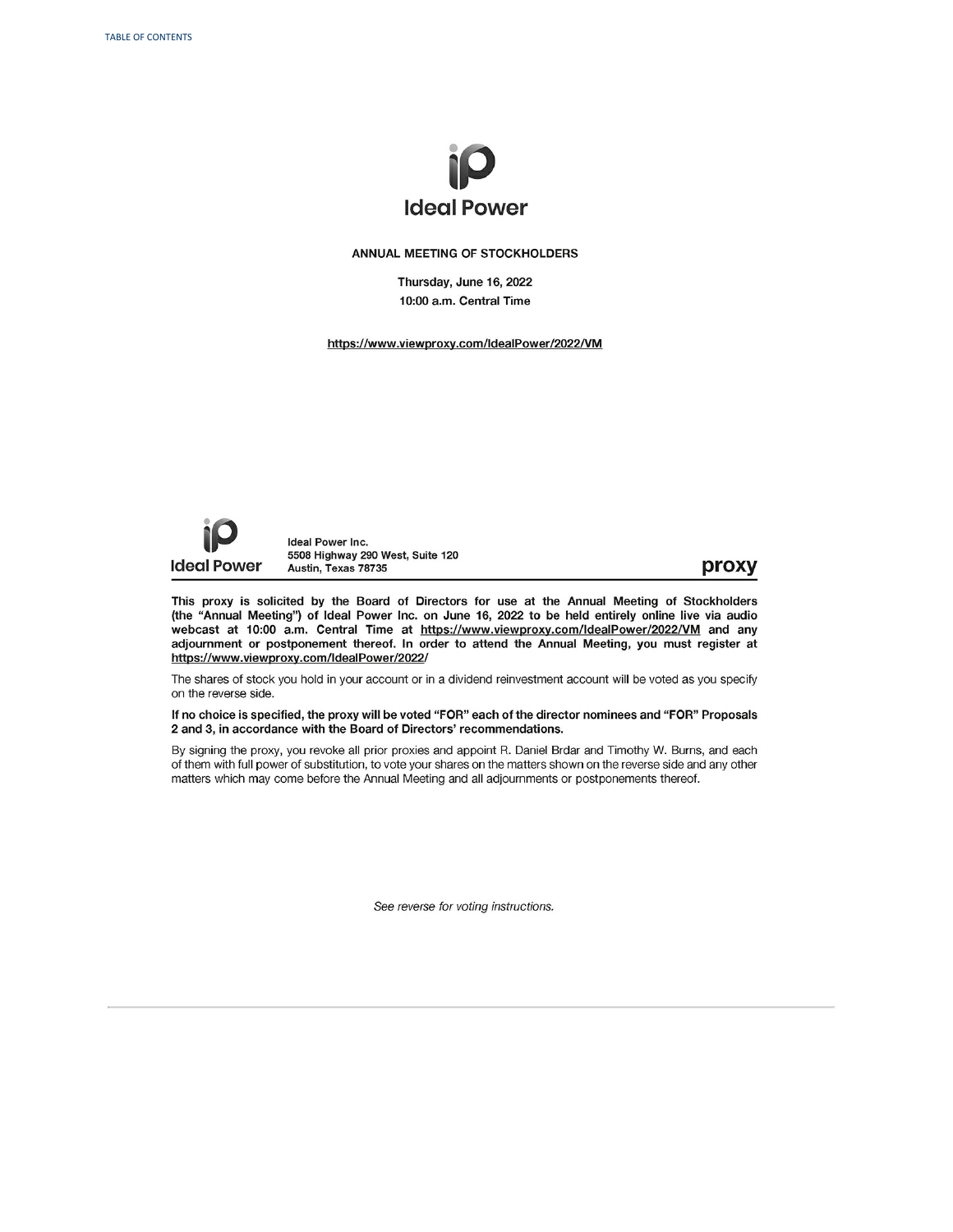Ideal Power

ANNUAL MEETING OF STOCKHOLDERS

Thursday, June 16, 2022

10:00 a.m. Central Time

https://www.viewproxy.com/IdealPower/2022/VM

Ideal Power

Ideal Power Inc.
5508 Highway 290 West, Suite 120
Austin, Texas 78735

**proxy**

**This proxy is solicited by the Board of Directors for use at the Annual Meeting of Stockholders (the "Annual Meeting") of Ideal Power Inc. on June 16, 2022 to be held entirely online live via audio webcast at 10:00 a.m. Central Time at https://www.viewproxy.com/IdealPower/2022/VM and any adjournment or postponement thereof. In order to attend the Annual Meeting, you must register at https://www.viewproxy.com/IdealPower/2022/**

The shares of stock you hold in your account or in a dividend reinvestment account will be voted as you specify on the reverse side.

**If no choice is specified, the proxy will be voted "FOR" each of the director nominees and "FOR" Proposals 2 and 3, in accordance with the Board of Directors' recommendations.**

By signing the proxy, you revoke all prior proxies and appoint R. Daniel Brdar and Timothy W. Burns, and each of them with full power of substitution, to vote your shares on the matters shown on the reverse side and any other matters which may come before the Annual Meeting and all adjournments or postponements thereof.

*See reverse for voting instructions.*